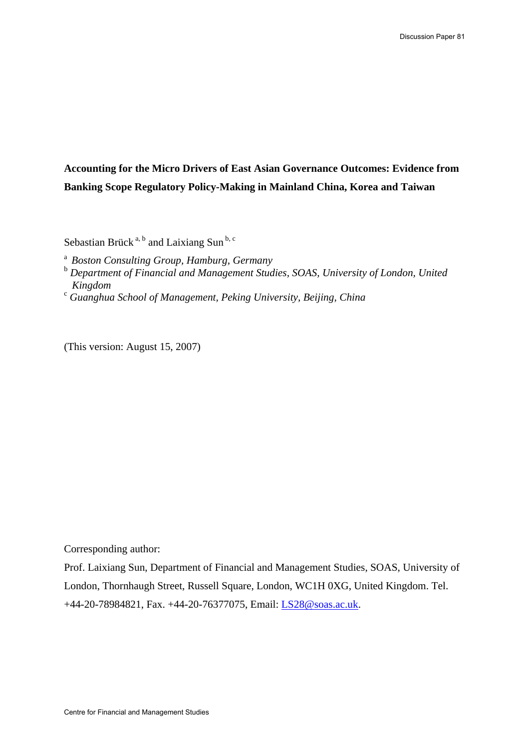**Accounting for the Micro Drivers of East Asian Governance Outcomes: Evidence from Banking Scope Regulatory Policy-Making in Mainland China, Korea and Taiwan**

Sebastian Brück [a, b] and Laixiang Sun [b, c]

[a] *Boston Consulting Group, Hamburg, Germany*
[b] *Department of Financial and Management Studies, SOAS, University of London, United Kingdom*
[c] *Guanghua School of Management, Peking University, Beijing, China*

(This version: August 15, 2007)

Corresponding author:

Prof. Laixiang Sun, Department of Financial and Management Studies, SOAS, University of London, Thornhaugh Street, Russell Square, London, WC1H 0XG, United Kingdom. Tel. +44-20-78984821, Fax. +44-20-76377075, Email: LS28@soas.ac.uk.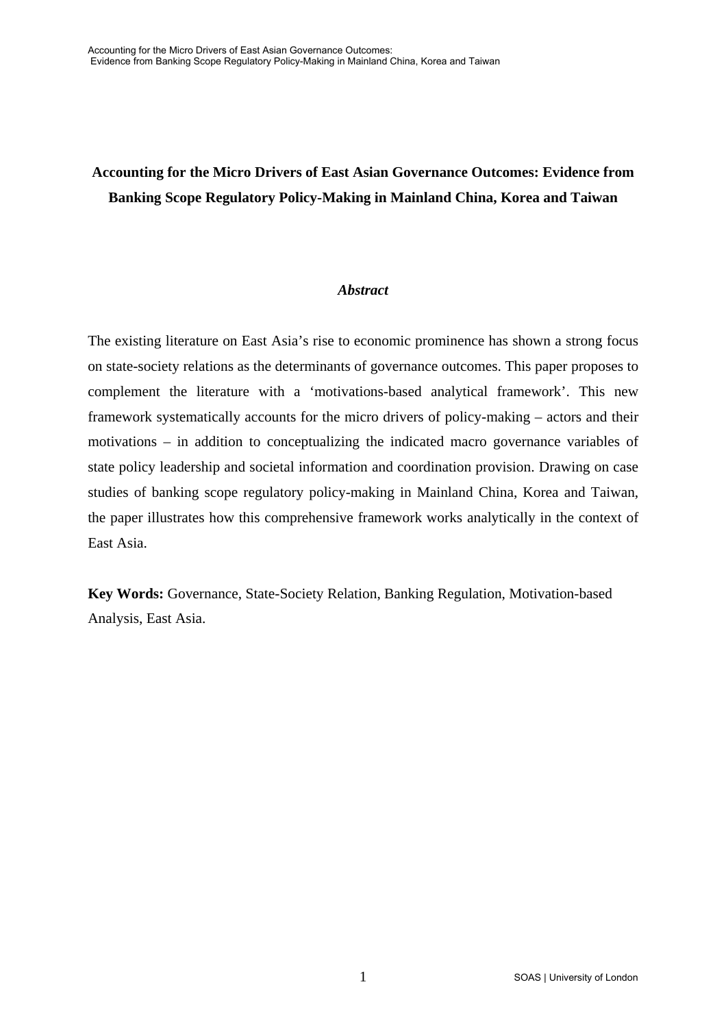**Accounting for the Micro Drivers of East Asian Governance Outcomes: Evidence from Banking Scope Regulatory Policy-Making in Mainland China, Korea and Taiwan**

***Abstract***

The existing literature on East Asia's rise to economic prominence has shown a strong focus on state-society relations as the determinants of governance outcomes. This paper proposes to complement the literature with a 'motivations-based analytical framework'. This new framework systematically accounts for the micro drivers of policy-making – actors and their motivations – in addition to conceptualizing the indicated macro governance variables of state policy leadership and societal information and coordination provision. Drawing on case studies of banking scope regulatory policy-making in Mainland China, Korea and Taiwan, the paper illustrates how this comprehensive framework works analytically in the context of East Asia.

**Key Words:** Governance, State-Society Relation, Banking Regulation, Motivation-based Analysis, East Asia.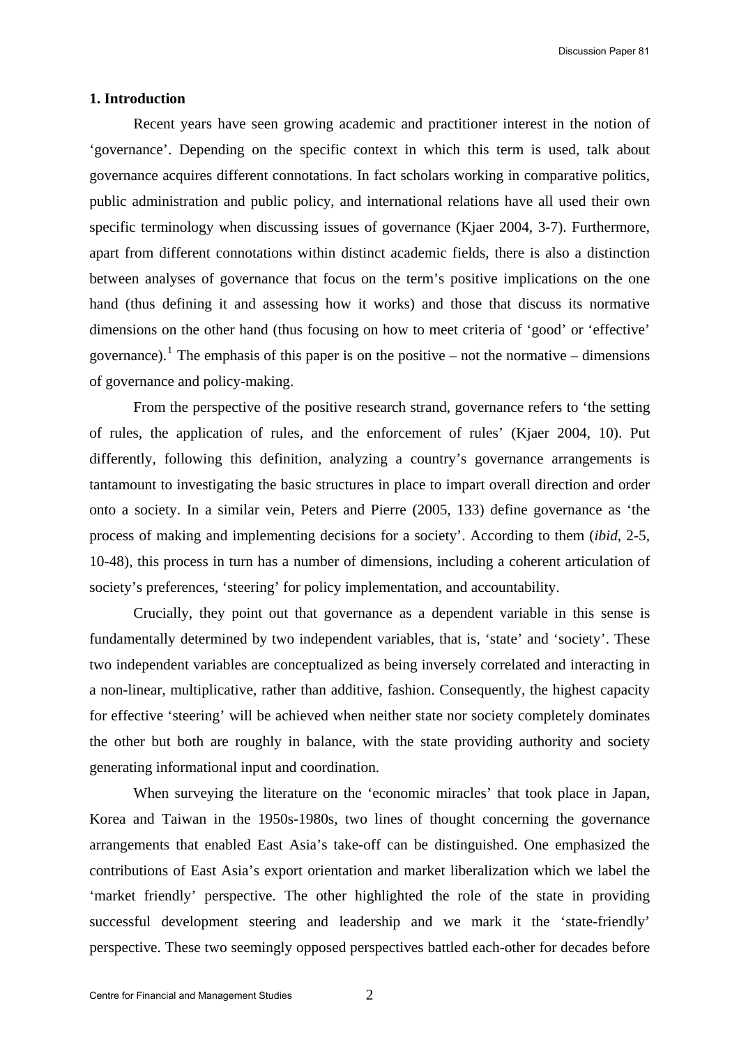## 1. Introduction

Recent years have seen growing academic and practitioner interest in the notion of 'governance'. Depending on the specific context in which this term is used, talk about governance acquires different connotations. In fact scholars working in comparative politics, public administration and public policy, and international relations have all used their own specific terminology when discussing issues of governance (Kjaer 2004, 3-7). Furthermore, apart from different connotations within distinct academic fields, there is also a distinction between analyses of governance that focus on the term's positive implications on the one hand (thus defining it and assessing how it works) and those that discuss its normative dimensions on the other hand (thus focusing on how to meet criteria of 'good' or 'effective' governance).[1] The emphasis of this paper is on the positive – not the normative – dimensions of governance and policy-making.

From the perspective of the positive research strand, governance refers to 'the setting of rules, the application of rules, and the enforcement of rules' (Kjaer 2004, 10). Put differently, following this definition, analyzing a country's governance arrangements is tantamount to investigating the basic structures in place to impart overall direction and order onto a society. In a similar vein, Peters and Pierre (2005, 133) define governance as 'the process of making and implementing decisions for a society'. According to them (*ibid*, 2-5, 10-48), this process in turn has a number of dimensions, including a coherent articulation of society's preferences, 'steering' for policy implementation, and accountability.

Crucially, they point out that governance as a dependent variable in this sense is fundamentally determined by two independent variables, that is, 'state' and 'society'. These two independent variables are conceptualized as being inversely correlated and interacting in a non-linear, multiplicative, rather than additive, fashion. Consequently, the highest capacity for effective 'steering' will be achieved when neither state nor society completely dominates the other but both are roughly in balance, with the state providing authority and society generating informational input and coordination.

When surveying the literature on the 'economic miracles' that took place in Japan, Korea and Taiwan in the 1950s-1980s, two lines of thought concerning the governance arrangements that enabled East Asia's take-off can be distinguished. One emphasized the contributions of East Asia's export orientation and market liberalization which we label the 'market friendly' perspective. The other highlighted the role of the state in providing successful development steering and leadership and we mark it the 'state-friendly' perspective. These two seemingly opposed perspectives battled each-other for decades before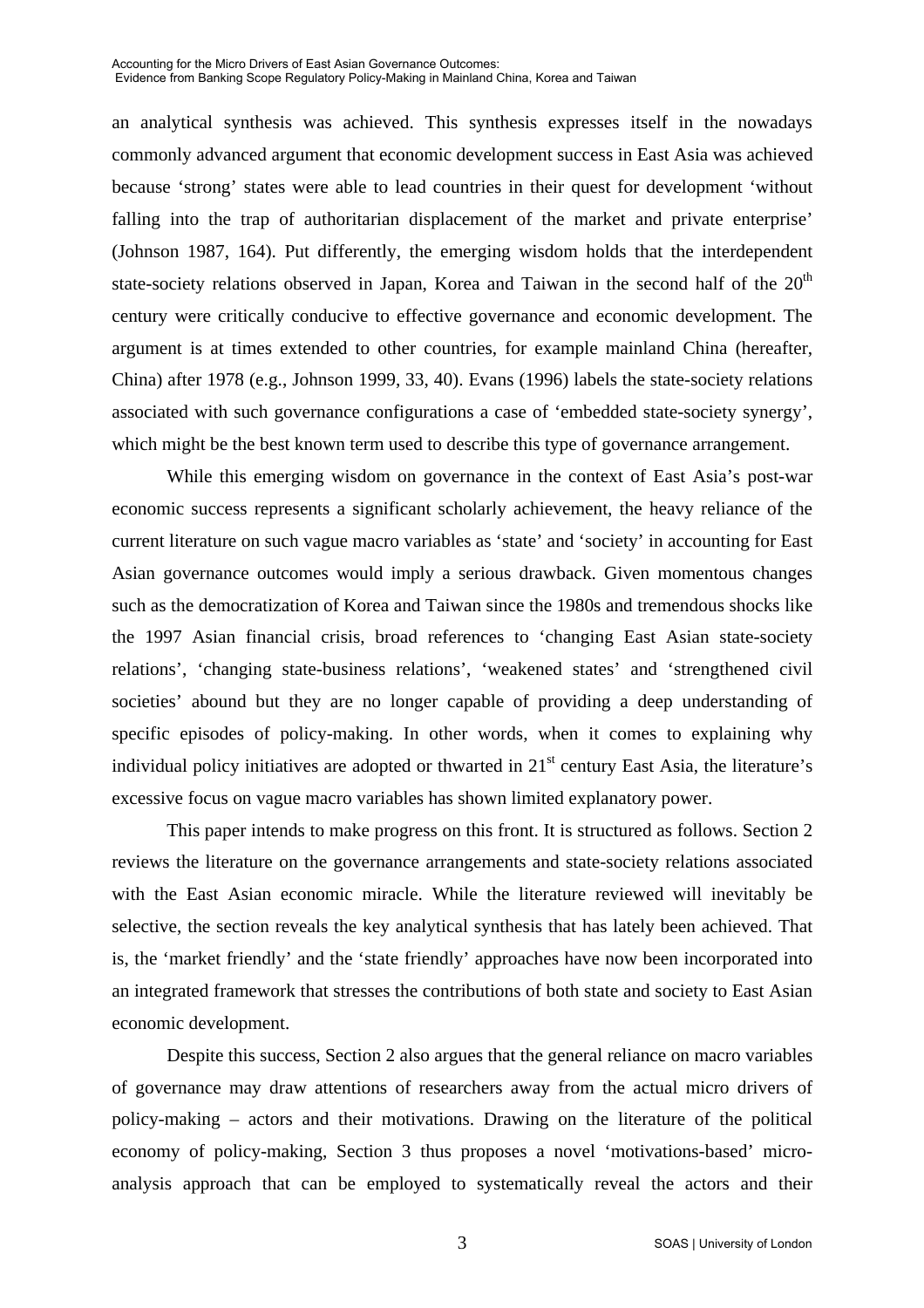an analytical synthesis was achieved. This synthesis expresses itself in the nowadays commonly advanced argument that economic development success in East Asia was achieved because 'strong' states were able to lead countries in their quest for development 'without falling into the trap of authoritarian displacement of the market and private enterprise' (Johnson 1987, 164). Put differently, the emerging wisdom holds that the interdependent state-society relations observed in Japan, Korea and Taiwan in the second half of the 20th century were critically conducive to effective governance and economic development. The argument is at times extended to other countries, for example mainland China (hereafter, China) after 1978 (e.g., Johnson 1999, 33, 40). Evans (1996) labels the state-society relations associated with such governance configurations a case of 'embedded state-society synergy', which might be the best known term used to describe this type of governance arrangement.

While this emerging wisdom on governance in the context of East Asia's post-war economic success represents a significant scholarly achievement, the heavy reliance of the current literature on such vague macro variables as 'state' and 'society' in accounting for East Asian governance outcomes would imply a serious drawback. Given momentous changes such as the democratization of Korea and Taiwan since the 1980s and tremendous shocks like the 1997 Asian financial crisis, broad references to 'changing East Asian state-society relations', 'changing state-business relations', 'weakened states' and 'strengthened civil societies' abound but they are no longer capable of providing a deep understanding of specific episodes of policy-making. In other words, when it comes to explaining why individual policy initiatives are adopted or thwarted in 21st century East Asia, the literature's excessive focus on vague macro variables has shown limited explanatory power.

This paper intends to make progress on this front. It is structured as follows. Section 2 reviews the literature on the governance arrangements and state-society relations associated with the East Asian economic miracle. While the literature reviewed will inevitably be selective, the section reveals the key analytical synthesis that has lately been achieved. That is, the 'market friendly' and the 'state friendly' approaches have now been incorporated into an integrated framework that stresses the contributions of both state and society to East Asian economic development.

Despite this success, Section 2 also argues that the general reliance on macro variables of governance may draw attentions of researchers away from the actual micro drivers of policy-making – actors and their motivations. Drawing on the literature of the political economy of policy-making, Section 3 thus proposes a novel 'motivations-based' micro-analysis approach that can be employed to systematically reveal the actors and their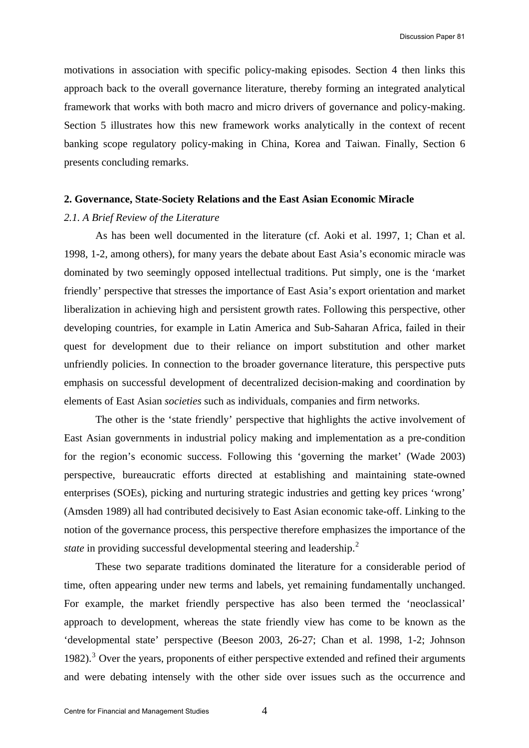motivations in association with specific policy-making episodes. Section 4 then links this approach back to the overall governance literature, thereby forming an integrated analytical framework that works with both macro and micro drivers of governance and policy-making. Section 5 illustrates how this new framework works analytically in the context of recent banking scope regulatory policy-making in China, Korea and Taiwan. Finally, Section 6 presents concluding remarks.

## 2. Governance, State-Society Relations and the East Asian Economic Miracle

### *2.1. A Brief Review of the Literature*

As has been well documented in the literature (cf. Aoki et al. 1997, 1; Chan et al. 1998, 1-2, among others), for many years the debate about East Asia's economic miracle was dominated by two seemingly opposed intellectual traditions. Put simply, one is the 'market friendly' perspective that stresses the importance of East Asia's export orientation and market liberalization in achieving high and persistent growth rates. Following this perspective, other developing countries, for example in Latin America and Sub-Saharan Africa, failed in their quest for development due to their reliance on import substitution and other market unfriendly policies. In connection to the broader governance literature, this perspective puts emphasis on successful development of decentralized decision-making and coordination by elements of East Asian *societies* such as individuals, companies and firm networks.

The other is the 'state friendly' perspective that highlights the active involvement of East Asian governments in industrial policy making and implementation as a pre-condition for the region's economic success. Following this 'governing the market' (Wade 2003) perspective, bureaucratic efforts directed at establishing and maintaining state-owned enterprises (SOEs), picking and nurturing strategic industries and getting key prices 'wrong' (Amsden 1989) all had contributed decisively to East Asian economic take-off. Linking to the notion of the governance process, this perspective therefore emphasizes the importance of the *state* in providing successful developmental steering and leadership.[2]

These two separate traditions dominated the literature for a considerable period of time, often appearing under new terms and labels, yet remaining fundamentally unchanged. For example, the market friendly perspective has also been termed the 'neoclassical' approach to development, whereas the state friendly view has come to be known as the 'developmental state' perspective (Beeson 2003, 26-27; Chan et al. 1998, 1-2; Johnson 1982).[3] Over the years, proponents of either perspective extended and refined their arguments and were debating intensely with the other side over issues such as the occurrence and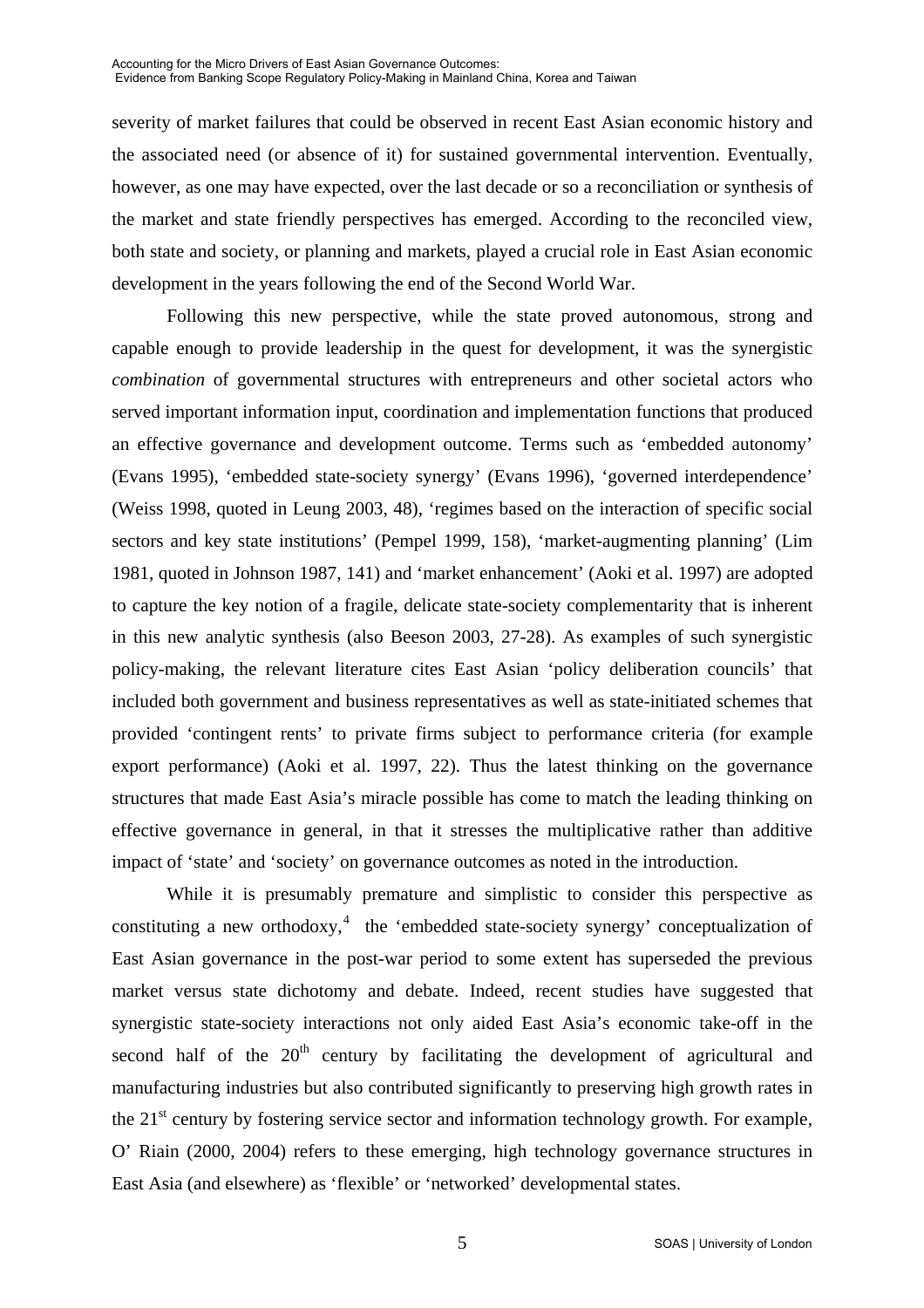severity of market failures that could be observed in recent East Asian economic history and the associated need (or absence of it) for sustained governmental intervention. Eventually, however, as one may have expected, over the last decade or so a reconciliation or synthesis of the market and state friendly perspectives has emerged. According to the reconciled view, both state and society, or planning and markets, played a crucial role in East Asian economic development in the years following the end of the Second World War.

Following this new perspective, while the state proved autonomous, strong and capable enough to provide leadership in the quest for development, it was the synergistic *combination* of governmental structures with entrepreneurs and other societal actors who served important information input, coordination and implementation functions that produced an effective governance and development outcome. Terms such as 'embedded autonomy' (Evans 1995), 'embedded state-society synergy' (Evans 1996), 'governed interdependence' (Weiss 1998, quoted in Leung 2003, 48), 'regimes based on the interaction of specific social sectors and key state institutions' (Pempel 1999, 158), 'market-augmenting planning' (Lim 1981, quoted in Johnson 1987, 141) and 'market enhancement' (Aoki et al. 1997) are adopted to capture the key notion of a fragile, delicate state-society complementarity that is inherent in this new analytic synthesis (also Beeson 2003, 27-28). As examples of such synergistic policy-making, the relevant literature cites East Asian 'policy deliberation councils' that included both government and business representatives as well as state-initiated schemes that provided 'contingent rents' to private firms subject to performance criteria (for example export performance) (Aoki et al. 1997, 22). Thus the latest thinking on the governance structures that made East Asia's miracle possible has come to match the leading thinking on effective governance in general, in that it stresses the multiplicative rather than additive impact of 'state' and 'society' on governance outcomes as noted in the introduction.

While it is presumably premature and simplistic to consider this perspective as constituting a new orthodoxy,[4] the 'embedded state-society synergy' conceptualization of East Asian governance in the post-war period to some extent has superseded the previous market versus state dichotomy and debate. Indeed, recent studies have suggested that synergistic state-society interactions not only aided East Asia's economic take-off in the second half of the 20th century by facilitating the development of agricultural and manufacturing industries but also contributed significantly to preserving high growth rates in the 21st century by fostering service sector and information technology growth. For example, O' Riain (2000, 2004) refers to these emerging, high technology governance structures in East Asia (and elsewhere) as 'flexible' or 'networked' developmental states.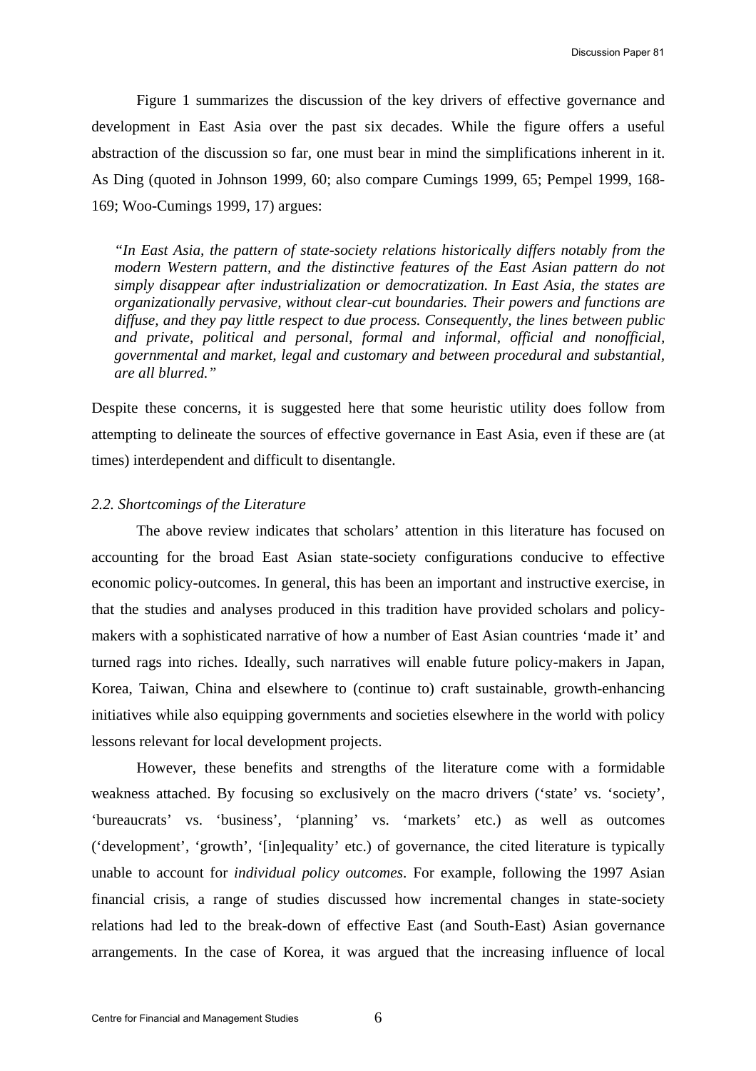Figure 1 summarizes the discussion of the key drivers of effective governance and development in East Asia over the past six decades. While the figure offers a useful abstraction of the discussion so far, one must bear in mind the simplifications inherent in it. As Ding (quoted in Johnson 1999, 60; also compare Cumings 1999, 65; Pempel 1999, 168-169; Woo-Cumings 1999, 17) argues:

> *"In East Asia, the pattern of state-society relations historically differs notably from the modern Western pattern, and the distinctive features of the East Asian pattern do not simply disappear after industrialization or democratization. In East Asia, the states are organizationally pervasive, without clear-cut boundaries. Their powers and functions are diffuse, and they pay little respect to due process. Consequently, the lines between public and private, political and personal, formal and informal, official and nonofficial, governmental and market, legal and customary and between procedural and substantial, are all blurred."*

Despite these concerns, it is suggested here that some heuristic utility does follow from attempting to delineate the sources of effective governance in East Asia, even if these are (at times) interdependent and difficult to disentangle.

### *2.2. Shortcomings of the Literature*

The above review indicates that scholars' attention in this literature has focused on accounting for the broad East Asian state-society configurations conducive to effective economic policy-outcomes. In general, this has been an important and instructive exercise, in that the studies and analyses produced in this tradition have provided scholars and policy-makers with a sophisticated narrative of how a number of East Asian countries 'made it' and turned rags into riches. Ideally, such narratives will enable future policy-makers in Japan, Korea, Taiwan, China and elsewhere to (continue to) craft sustainable, growth-enhancing initiatives while also equipping governments and societies elsewhere in the world with policy lessons relevant for local development projects.

However, these benefits and strengths of the literature come with a formidable weakness attached. By focusing so exclusively on the macro drivers ('state' vs. 'society', 'bureaucrats' vs. 'business', 'planning' vs. 'markets' etc.) as well as outcomes ('development', 'growth', '[in]equality' etc.) of governance, the cited literature is typically unable to account for *individual policy outcomes*. For example, following the 1997 Asian financial crisis, a range of studies discussed how incremental changes in state-society relations had led to the break-down of effective East (and South-East) Asian governance arrangements. In the case of Korea, it was argued that the increasing influence of local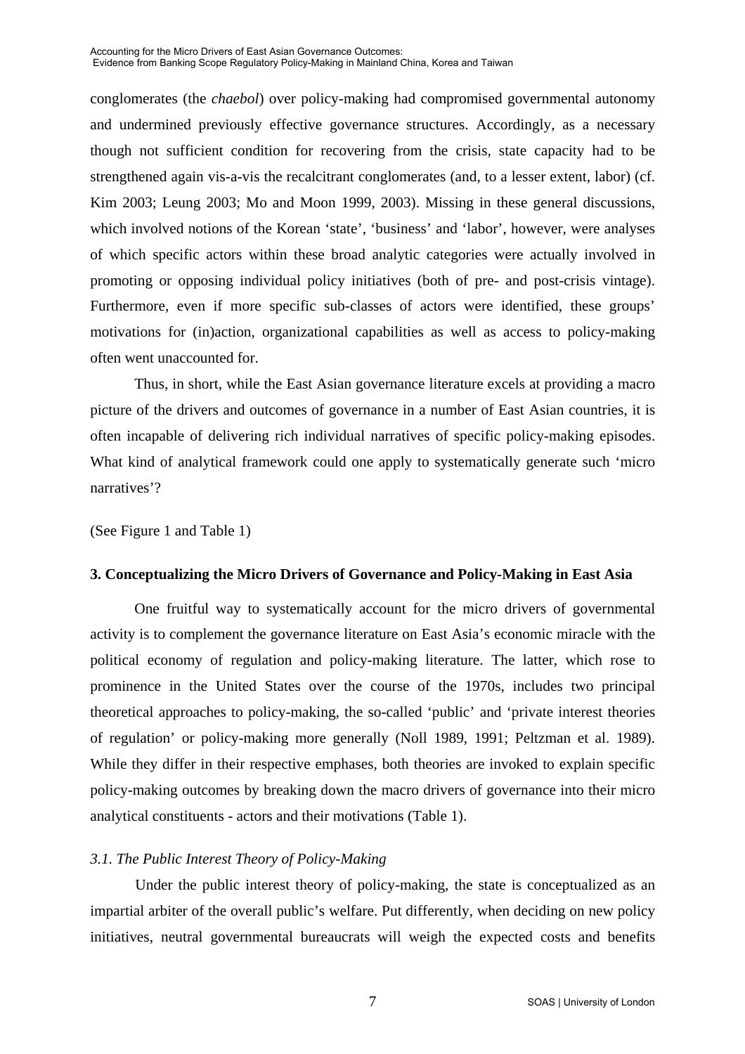conglomerates (the *chaebol*) over policy-making had compromised governmental autonomy and undermined previously effective governance structures. Accordingly, as a necessary though not sufficient condition for recovering from the crisis, state capacity had to be strengthened again vis-a-vis the recalcitrant conglomerates (and, to a lesser extent, labor) (cf. Kim 2003; Leung 2003; Mo and Moon 1999, 2003). Missing in these general discussions, which involved notions of the Korean 'state', 'business' and 'labor', however, were analyses of which specific actors within these broad analytic categories were actually involved in promoting or opposing individual policy initiatives (both of pre- and post-crisis vintage). Furthermore, even if more specific sub-classes of actors were identified, these groups' motivations for (in)action, organizational capabilities as well as access to policy-making often went unaccounted for.

Thus, in short, while the East Asian governance literature excels at providing a macro picture of the drivers and outcomes of governance in a number of East Asian countries, it is often incapable of delivering rich individual narratives of specific policy-making episodes. What kind of analytical framework could one apply to systematically generate such 'micro narratives'?

(See Figure 1 and Table 1)

## 3. Conceptualizing the Micro Drivers of Governance and Policy-Making in East Asia

One fruitful way to systematically account for the micro drivers of governmental activity is to complement the governance literature on East Asia's economic miracle with the political economy of regulation and policy-making literature. The latter, which rose to prominence in the United States over the course of the 1970s, includes two principal theoretical approaches to policy-making, the so-called 'public' and 'private interest theories of regulation' or policy-making more generally (Noll 1989, 1991; Peltzman et al. 1989). While they differ in their respective emphases, both theories are invoked to explain specific policy-making outcomes by breaking down the macro drivers of governance into their micro analytical constituents - actors and their motivations (Table 1).

### *3.1. The Public Interest Theory of Policy-Making*

Under the public interest theory of policy-making, the state is conceptualized as an impartial arbiter of the overall public's welfare. Put differently, when deciding on new policy initiatives, neutral governmental bureaucrats will weigh the expected costs and benefits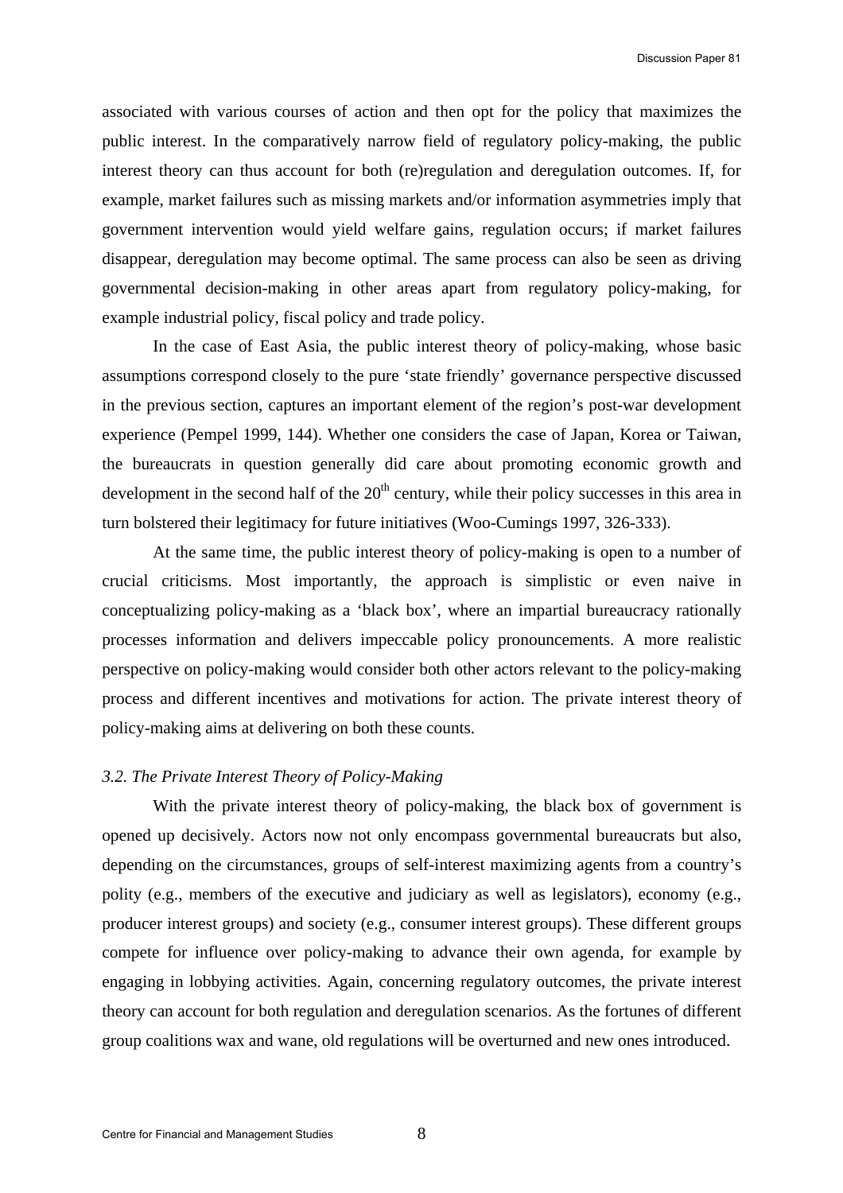associated with various courses of action and then opt for the policy that maximizes the public interest. In the comparatively narrow field of regulatory policy-making, the public interest theory can thus account for both (re)regulation and deregulation outcomes. If, for example, market failures such as missing markets and/or information asymmetries imply that government intervention would yield welfare gains, regulation occurs; if market failures disappear, deregulation may become optimal. The same process can also be seen as driving governmental decision-making in other areas apart from regulatory policy-making, for example industrial policy, fiscal policy and trade policy.

In the case of East Asia, the public interest theory of policy-making, whose basic assumptions correspond closely to the pure 'state friendly' governance perspective discussed in the previous section, captures an important element of the region's post-war development experience (Pempel 1999, 144). Whether one considers the case of Japan, Korea or Taiwan, the bureaucrats in question generally did care about promoting economic growth and development in the second half of the 20th century, while their policy successes in this area in turn bolstered their legitimacy for future initiatives (Woo-Cumings 1997, 326-333).

At the same time, the public interest theory of policy-making is open to a number of crucial criticisms. Most importantly, the approach is simplistic or even naive in conceptualizing policy-making as a 'black box', where an impartial bureaucracy rationally processes information and delivers impeccable policy pronouncements. A more realistic perspective on policy-making would consider both other actors relevant to the policy-making process and different incentives and motivations for action. The private interest theory of policy-making aims at delivering on both these counts.

### *3.2. The Private Interest Theory of Policy-Making*

With the private interest theory of policy-making, the black box of government is opened up decisively. Actors now not only encompass governmental bureaucrats but also, depending on the circumstances, groups of self-interest maximizing agents from a country's polity (e.g., members of the executive and judiciary as well as legislators), economy (e.g., producer interest groups) and society (e.g., consumer interest groups). These different groups compete for influence over policy-making to advance their own agenda, for example by engaging in lobbying activities. Again, concerning regulatory outcomes, the private interest theory can account for both regulation and deregulation scenarios. As the fortunes of different group coalitions wax and wane, old regulations will be overturned and new ones introduced.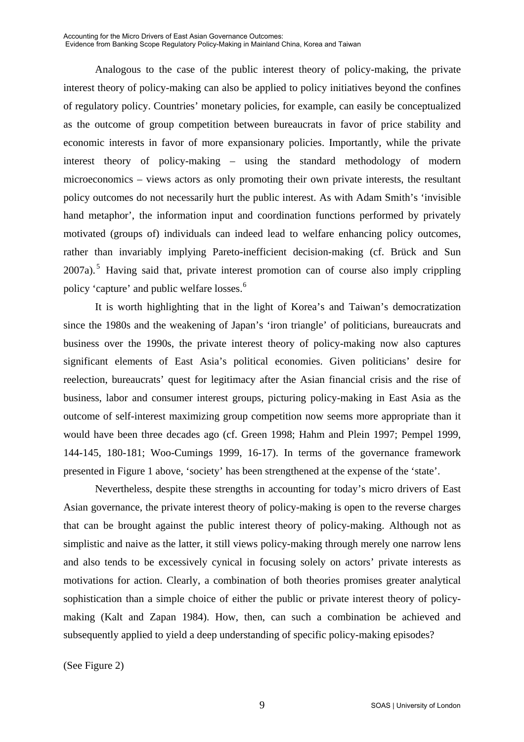Analogous to the case of the public interest theory of policy-making, the private interest theory of policy-making can also be applied to policy initiatives beyond the confines of regulatory policy. Countries' monetary policies, for example, can easily be conceptualized as the outcome of group competition between bureaucrats in favor of price stability and economic interests in favor of more expansionary policies. Importantly, while the private interest theory of policy-making – using the standard methodology of modern microeconomics – views actors as only promoting their own private interests, the resultant policy outcomes do not necessarily hurt the public interest. As with Adam Smith's 'invisible hand metaphor', the information input and coordination functions performed by privately motivated (groups of) individuals can indeed lead to welfare enhancing policy outcomes, rather than invariably implying Pareto-inefficient decision-making (cf. Brück and Sun 2007a).[5] Having said that, private interest promotion can of course also imply crippling policy 'capture' and public welfare losses.[6]

It is worth highlighting that in the light of Korea's and Taiwan's democratization since the 1980s and the weakening of Japan's 'iron triangle' of politicians, bureaucrats and business over the 1990s, the private interest theory of policy-making now also captures significant elements of East Asia's political economies. Given politicians' desire for reelection, bureaucrats' quest for legitimacy after the Asian financial crisis and the rise of business, labor and consumer interest groups, picturing policy-making in East Asia as the outcome of self-interest maximizing group competition now seems more appropriate than it would have been three decades ago (cf. Green 1998; Hahm and Plein 1997; Pempel 1999, 144-145, 180-181; Woo-Cumings 1999, 16-17). In terms of the governance framework presented in Figure 1 above, 'society' has been strengthened at the expense of the 'state'.

Nevertheless, despite these strengths in accounting for today's micro drivers of East Asian governance, the private interest theory of policy-making is open to the reverse charges that can be brought against the public interest theory of policy-making. Although not as simplistic and naive as the latter, it still views policy-making through merely one narrow lens and also tends to be excessively cynical in focusing solely on actors' private interests as motivations for action. Clearly, a combination of both theories promises greater analytical sophistication than a simple choice of either the public or private interest theory of policy-making (Kalt and Zapan 1984). How, then, can such a combination be achieved and subsequently applied to yield a deep understanding of specific policy-making episodes?

(See Figure 2)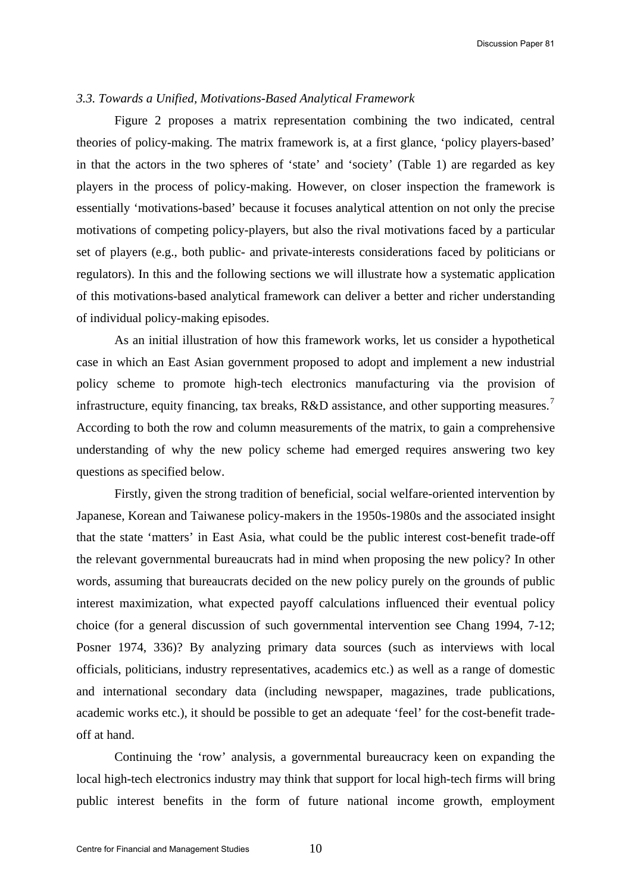### *3.3. Towards a Unified, Motivations-Based Analytical Framework*

Figure 2 proposes a matrix representation combining the two indicated, central theories of policy-making. The matrix framework is, at a first glance, 'policy players-based' in that the actors in the two spheres of 'state' and 'society' (Table 1) are regarded as key players in the process of policy-making. However, on closer inspection the framework is essentially 'motivations-based' because it focuses analytical attention on not only the precise motivations of competing policy-players, but also the rival motivations faced by a particular set of players (e.g., both public- and private-interests considerations faced by politicians or regulators). In this and the following sections we will illustrate how a systematic application of this motivations-based analytical framework can deliver a better and richer understanding of individual policy-making episodes.

As an initial illustration of how this framework works, let us consider a hypothetical case in which an East Asian government proposed to adopt and implement a new industrial policy scheme to promote high-tech electronics manufacturing via the provision of infrastructure, equity financing, tax breaks, R&D assistance, and other supporting measures.[7] According to both the row and column measurements of the matrix, to gain a comprehensive understanding of why the new policy scheme had emerged requires answering two key questions as specified below.

Firstly, given the strong tradition of beneficial, social welfare-oriented intervention by Japanese, Korean and Taiwanese policy-makers in the 1950s-1980s and the associated insight that the state 'matters' in East Asia, what could be the public interest cost-benefit trade-off the relevant governmental bureaucrats had in mind when proposing the new policy? In other words, assuming that bureaucrats decided on the new policy purely on the grounds of public interest maximization, what expected payoff calculations influenced their eventual policy choice (for a general discussion of such governmental intervention see Chang 1994, 7-12; Posner 1974, 336)? By analyzing primary data sources (such as interviews with local officials, politicians, industry representatives, academics etc.) as well as a range of domestic and international secondary data (including newspaper, magazines, trade publications, academic works etc.), it should be possible to get an adequate 'feel' for the cost-benefit trade-off at hand.

Continuing the 'row' analysis, a governmental bureaucracy keen on expanding the local high-tech electronics industry may think that support for local high-tech firms will bring public interest benefits in the form of future national income growth, employment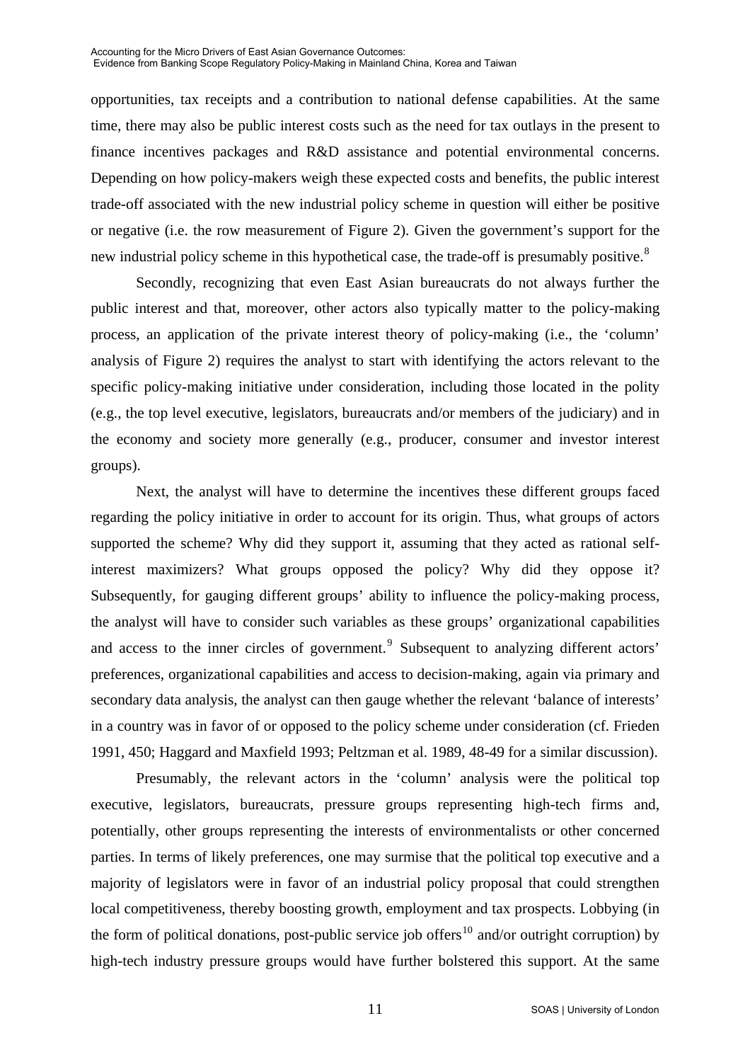opportunities, tax receipts and a contribution to national defense capabilities. At the same time, there may also be public interest costs such as the need for tax outlays in the present to finance incentives packages and R&D assistance and potential environmental concerns. Depending on how policy-makers weigh these expected costs and benefits, the public interest trade-off associated with the new industrial policy scheme in question will either be positive or negative (i.e. the row measurement of Figure 2). Given the government's support for the new industrial policy scheme in this hypothetical case, the trade-off is presumably positive.[8]

Secondly, recognizing that even East Asian bureaucrats do not always further the public interest and that, moreover, other actors also typically matter to the policy-making process, an application of the private interest theory of policy-making (i.e., the 'column' analysis of Figure 2) requires the analyst to start with identifying the actors relevant to the specific policy-making initiative under consideration, including those located in the polity (e.g., the top level executive, legislators, bureaucrats and/or members of the judiciary) and in the economy and society more generally (e.g., producer, consumer and investor interest groups).

Next, the analyst will have to determine the incentives these different groups faced regarding the policy initiative in order to account for its origin. Thus, what groups of actors supported the scheme? Why did they support it, assuming that they acted as rational self-interest maximizers? What groups opposed the policy? Why did they oppose it? Subsequently, for gauging different groups' ability to influence the policy-making process, the analyst will have to consider such variables as these groups' organizational capabilities and access to the inner circles of government.[9] Subsequent to analyzing different actors' preferences, organizational capabilities and access to decision-making, again via primary and secondary data analysis, the analyst can then gauge whether the relevant 'balance of interests' in a country was in favor of or opposed to the policy scheme under consideration (cf. Frieden 1991, 450; Haggard and Maxfield 1993; Peltzman et al. 1989, 48-49 for a similar discussion).

Presumably, the relevant actors in the 'column' analysis were the political top executive, legislators, bureaucrats, pressure groups representing high-tech firms and, potentially, other groups representing the interests of environmentalists or other concerned parties. In terms of likely preferences, one may surmise that the political top executive and a majority of legislators were in favor of an industrial policy proposal that could strengthen local competitiveness, thereby boosting growth, employment and tax prospects. Lobbying (in the form of political donations, post-public service job offers[10] and/or outright corruption) by high-tech industry pressure groups would have further bolstered this support. At the same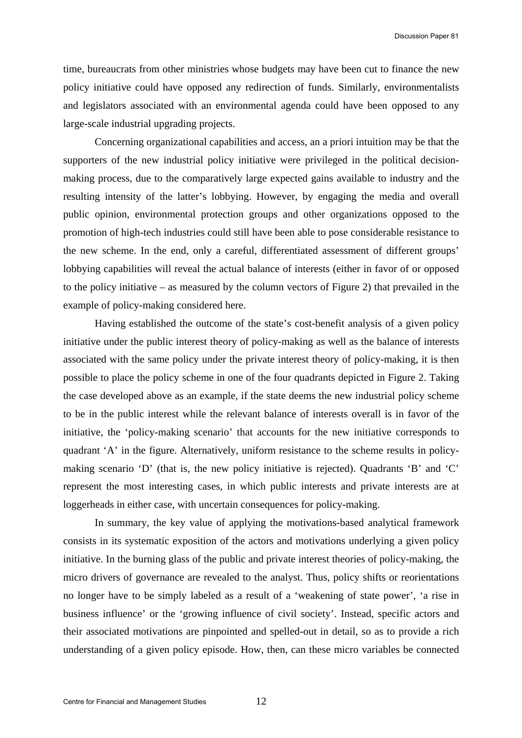time, bureaucrats from other ministries whose budgets may have been cut to finance the new policy initiative could have opposed any redirection of funds. Similarly, environmentalists and legislators associated with an environmental agenda could have been opposed to any large-scale industrial upgrading projects.

Concerning organizational capabilities and access, an a priori intuition may be that the supporters of the new industrial policy initiative were privileged in the political decision-making process, due to the comparatively large expected gains available to industry and the resulting intensity of the latter's lobbying. However, by engaging the media and overall public opinion, environmental protection groups and other organizations opposed to the promotion of high-tech industries could still have been able to pose considerable resistance to the new scheme. In the end, only a careful, differentiated assessment of different groups' lobbying capabilities will reveal the actual balance of interests (either in favor of or opposed to the policy initiative – as measured by the column vectors of Figure 2) that prevailed in the example of policy-making considered here.

Having established the outcome of the state's cost-benefit analysis of a given policy initiative under the public interest theory of policy-making as well as the balance of interests associated with the same policy under the private interest theory of policy-making, it is then possible to place the policy scheme in one of the four quadrants depicted in Figure 2. Taking the case developed above as an example, if the state deems the new industrial policy scheme to be in the public interest while the relevant balance of interests overall is in favor of the initiative, the 'policy-making scenario' that accounts for the new initiative corresponds to quadrant 'A' in the figure. Alternatively, uniform resistance to the scheme results in policy-making scenario 'D' (that is, the new policy initiative is rejected). Quadrants 'B' and 'C' represent the most interesting cases, in which public interests and private interests are at loggerheads in either case, with uncertain consequences for policy-making.

In summary, the key value of applying the motivations-based analytical framework consists in its systematic exposition of the actors and motivations underlying a given policy initiative. In the burning glass of the public and private interest theories of policy-making, the micro drivers of governance are revealed to the analyst. Thus, policy shifts or reorientations no longer have to be simply labeled as a result of a 'weakening of state power', 'a rise in business influence' or the 'growing influence of civil society'. Instead, specific actors and their associated motivations are pinpointed and spelled-out in detail, so as to provide a rich understanding of a given policy episode. How, then, can these micro variables be connected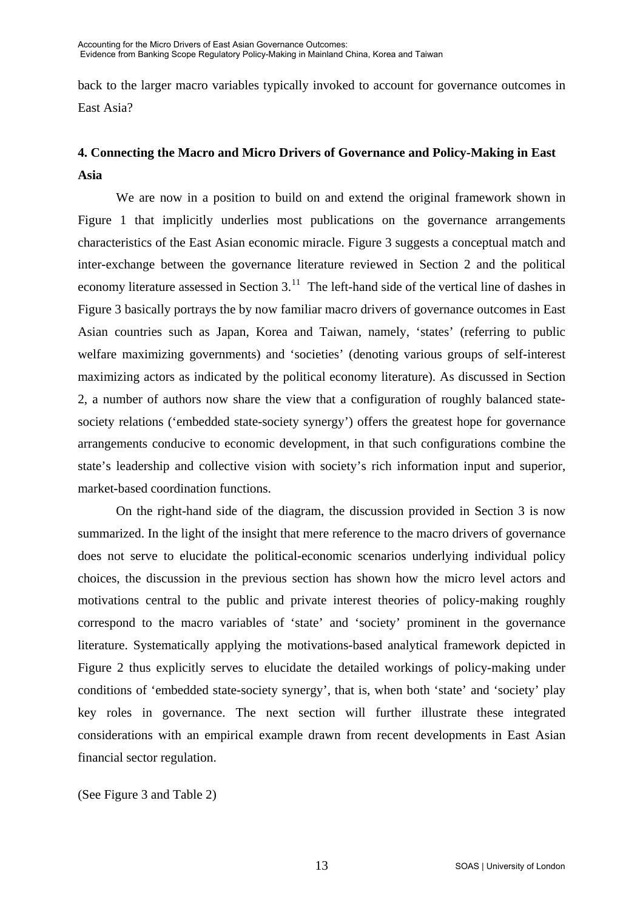back to the larger macro variables typically invoked to account for governance outcomes in East Asia?

## 4. Connecting the Macro and Micro Drivers of Governance and Policy-Making in East Asia

We are now in a position to build on and extend the original framework shown in Figure 1 that implicitly underlies most publications on the governance arrangements characteristics of the East Asian economic miracle. Figure 3 suggests a conceptual match and inter-exchange between the governance literature reviewed in Section 2 and the political economy literature assessed in Section 3.[11] The left-hand side of the vertical line of dashes in Figure 3 basically portrays the by now familiar macro drivers of governance outcomes in East Asian countries such as Japan, Korea and Taiwan, namely, 'states' (referring to public welfare maximizing governments) and 'societies' (denoting various groups of self-interest maximizing actors as indicated by the political economy literature). As discussed in Section 2, a number of authors now share the view that a configuration of roughly balanced state-society relations ('embedded state-society synergy') offers the greatest hope for governance arrangements conducive to economic development, in that such configurations combine the state's leadership and collective vision with society's rich information input and superior, market-based coordination functions.

On the right-hand side of the diagram, the discussion provided in Section 3 is now summarized. In the light of the insight that mere reference to the macro drivers of governance does not serve to elucidate the political-economic scenarios underlying individual policy choices, the discussion in the previous section has shown how the micro level actors and motivations central to the public and private interest theories of policy-making roughly correspond to the macro variables of 'state' and 'society' prominent in the governance literature. Systematically applying the motivations-based analytical framework depicted in Figure 2 thus explicitly serves to elucidate the detailed workings of policy-making under conditions of 'embedded state-society synergy', that is, when both 'state' and 'society' play key roles in governance. The next section will further illustrate these integrated considerations with an empirical example drawn from recent developments in East Asian financial sector regulation.

(See Figure 3 and Table 2)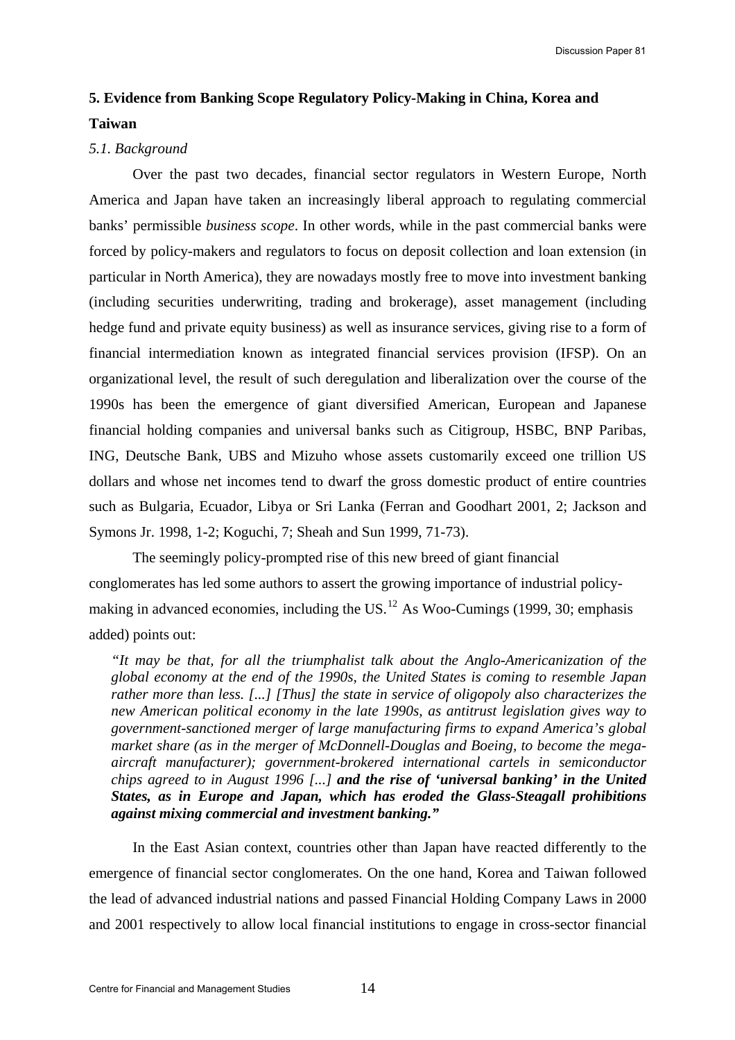## 5. Evidence from Banking Scope Regulatory Policy-Making in China, Korea and Taiwan

*5.1. Background*

Over the past two decades, financial sector regulators in Western Europe, North America and Japan have taken an increasingly liberal approach to regulating commercial banks' permissible *business scope*. In other words, while in the past commercial banks were forced by policy-makers and regulators to focus on deposit collection and loan extension (in particular in North America), they are nowadays mostly free to move into investment banking (including securities underwriting, trading and brokerage), asset management (including hedge fund and private equity business) as well as insurance services, giving rise to a form of financial intermediation known as integrated financial services provision (IFSP). On an organizational level, the result of such deregulation and liberalization over the course of the 1990s has been the emergence of giant diversified American, European and Japanese financial holding companies and universal banks such as Citigroup, HSBC, BNP Paribas, ING, Deutsche Bank, UBS and Mizuho whose assets customarily exceed one trillion US dollars and whose net incomes tend to dwarf the gross domestic product of entire countries such as Bulgaria, Ecuador, Libya or Sri Lanka (Ferran and Goodhart 2001, 2; Jackson and Symons Jr. 1998, 1-2; Koguchi, 7; Sheah and Sun 1999, 71-73).

The seemingly policy-prompted rise of this new breed of giant financial conglomerates has led some authors to assert the growing importance of industrial policy-making in advanced economies, including the US.[12] As Woo-Cumings (1999, 30; emphasis added) points out:

> *"It may be that, for all the triumphalist talk about the Anglo-Americanization of the global economy at the end of the 1990s, the United States is coming to resemble Japan rather more than less. [...] [Thus] the state in service of oligopoly also characterizes the new American political economy in the late 1990s, as antitrust legislation gives way to government-sanctioned merger of large manufacturing firms to expand America's global market share (as in the merger of McDonnell-Douglas and Boeing, to become the mega-aircraft manufacturer); government-brokered international cartels in semiconductor chips agreed to in August 1996 [...]* ***and the rise of 'universal banking' in the United States, as in Europe and Japan, which has eroded the Glass-Steagall prohibitions against mixing commercial and investment banking."***

In the East Asian context, countries other than Japan have reacted differently to the emergence of financial sector conglomerates. On the one hand, Korea and Taiwan followed the lead of advanced industrial nations and passed Financial Holding Company Laws in 2000 and 2001 respectively to allow local financial institutions to engage in cross-sector financial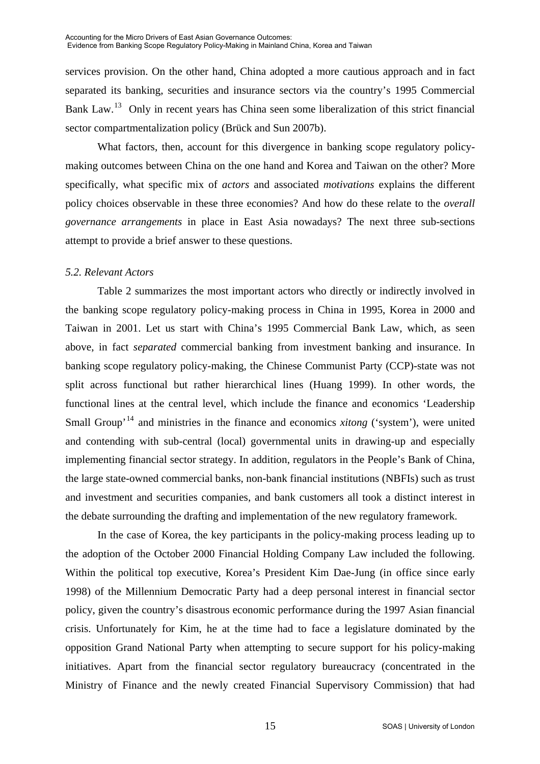services provision. On the other hand, China adopted a more cautious approach and in fact separated its banking, securities and insurance sectors via the country's 1995 Commercial Bank Law.[13] Only in recent years has China seen some liberalization of this strict financial sector compartmentalization policy (Brück and Sun 2007b).

What factors, then, account for this divergence in banking scope regulatory policy-making outcomes between China on the one hand and Korea and Taiwan on the other? More specifically, what specific mix of *actors* and associated *motivations* explains the different policy choices observable in these three economies? And how do these relate to the *overall governance arrangements* in place in East Asia nowadays? The next three sub-sections attempt to provide a brief answer to these questions.

### *5.2. Relevant Actors*

Table 2 summarizes the most important actors who directly or indirectly involved in the banking scope regulatory policy-making process in China in 1995, Korea in 2000 and Taiwan in 2001. Let us start with China's 1995 Commercial Bank Law, which, as seen above, in fact *separated* commercial banking from investment banking and insurance. In banking scope regulatory policy-making, the Chinese Communist Party (CCP)-state was not split across functional but rather hierarchical lines (Huang 1999). In other words, the functional lines at the central level, which include the finance and economics 'Leadership Small Group'[14] and ministries in the finance and economics *xitong* ('system'), were united and contending with sub-central (local) governmental units in drawing-up and especially implementing financial sector strategy. In addition, regulators in the People's Bank of China, the large state-owned commercial banks, non-bank financial institutions (NBFIs) such as trust and investment and securities companies, and bank customers all took a distinct interest in the debate surrounding the drafting and implementation of the new regulatory framework.

In the case of Korea, the key participants in the policy-making process leading up to the adoption of the October 2000 Financial Holding Company Law included the following. Within the political top executive, Korea's President Kim Dae-Jung (in office since early 1998) of the Millennium Democratic Party had a deep personal interest in financial sector policy, given the country's disastrous economic performance during the 1997 Asian financial crisis. Unfortunately for Kim, he at the time had to face a legislature dominated by the opposition Grand National Party when attempting to secure support for his policy-making initiatives. Apart from the financial sector regulatory bureaucracy (concentrated in the Ministry of Finance and the newly created Financial Supervisory Commission) that had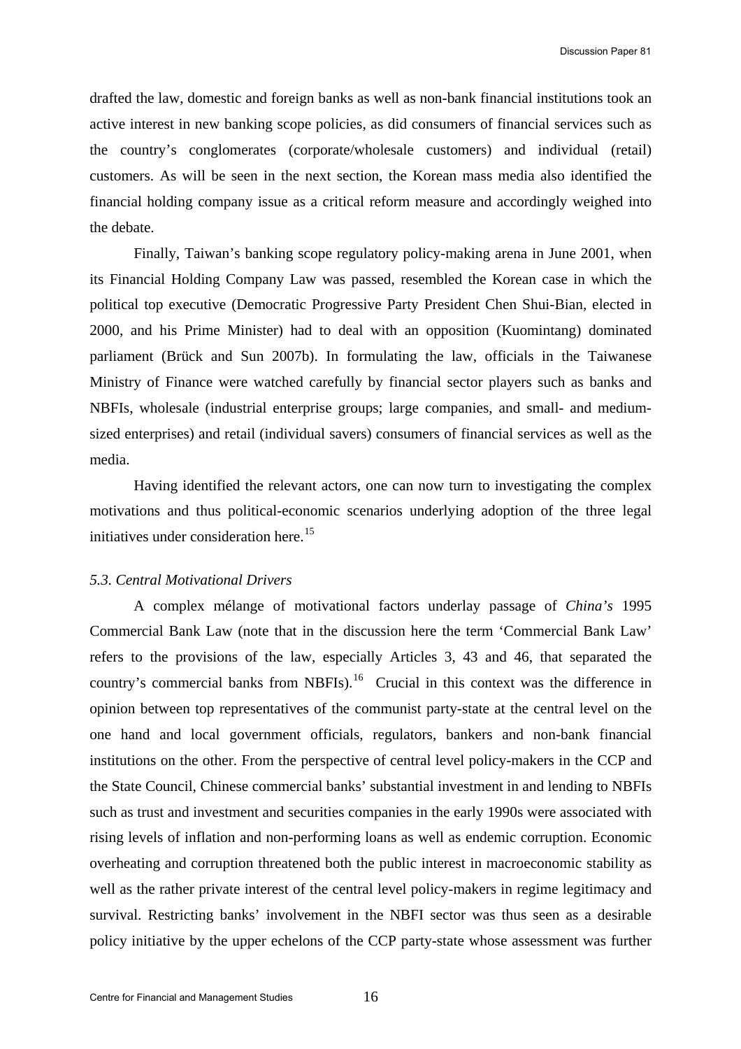drafted the law, domestic and foreign banks as well as non-bank financial institutions took an active interest in new banking scope policies, as did consumers of financial services such as the country's conglomerates (corporate/wholesale customers) and individual (retail) customers. As will be seen in the next section, the Korean mass media also identified the financial holding company issue as a critical reform measure and accordingly weighed into the debate.

Finally, Taiwan's banking scope regulatory policy-making arena in June 2001, when its Financial Holding Company Law was passed, resembled the Korean case in which the political top executive (Democratic Progressive Party President Chen Shui-Bian, elected in 2000, and his Prime Minister) had to deal with an opposition (Kuomintang) dominated parliament (Brück and Sun 2007b). In formulating the law, officials in the Taiwanese Ministry of Finance were watched carefully by financial sector players such as banks and NBFIs, wholesale (industrial enterprise groups; large companies, and small- and medium-sized enterprises) and retail (individual savers) consumers of financial services as well as the media.

Having identified the relevant actors, one can now turn to investigating the complex motivations and thus political-economic scenarios underlying adoption of the three legal initiatives under consideration here.[15]

### *5.3. Central Motivational Drivers*

A complex mélange of motivational factors underlay passage of *China's* 1995 Commercial Bank Law (note that in the discussion here the term 'Commercial Bank Law' refers to the provisions of the law, especially Articles 3, 43 and 46, that separated the country's commercial banks from NBFIs).[16] Crucial in this context was the difference in opinion between top representatives of the communist party-state at the central level on the one hand and local government officials, regulators, bankers and non-bank financial institutions on the other. From the perspective of central level policy-makers in the CCP and the State Council, Chinese commercial banks' substantial investment in and lending to NBFIs such as trust and investment and securities companies in the early 1990s were associated with rising levels of inflation and non-performing loans as well as endemic corruption. Economic overheating and corruption threatened both the public interest in macroeconomic stability as well as the rather private interest of the central level policy-makers in regime legitimacy and survival. Restricting banks' involvement in the NBFI sector was thus seen as a desirable policy initiative by the upper echelons of the CCP party-state whose assessment was further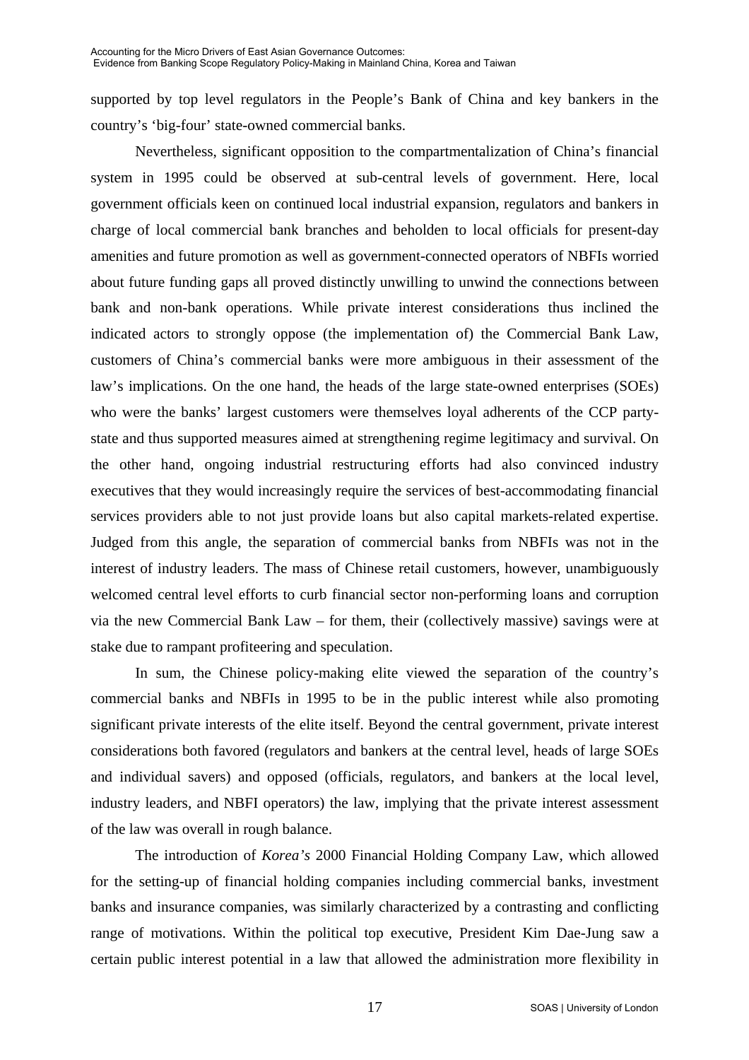supported by top level regulators in the People's Bank of China and key bankers in the country's 'big-four' state-owned commercial banks.

Nevertheless, significant opposition to the compartmentalization of China's financial system in 1995 could be observed at sub-central levels of government. Here, local government officials keen on continued local industrial expansion, regulators and bankers in charge of local commercial bank branches and beholden to local officials for present-day amenities and future promotion as well as government-connected operators of NBFIs worried about future funding gaps all proved distinctly unwilling to unwind the connections between bank and non-bank operations. While private interest considerations thus inclined the indicated actors to strongly oppose (the implementation of) the Commercial Bank Law, customers of China's commercial banks were more ambiguous in their assessment of the law's implications. On the one hand, the heads of the large state-owned enterprises (SOEs) who were the banks' largest customers were themselves loyal adherents of the CCP party-state and thus supported measures aimed at strengthening regime legitimacy and survival. On the other hand, ongoing industrial restructuring efforts had also convinced industry executives that they would increasingly require the services of best-accommodating financial services providers able to not just provide loans but also capital markets-related expertise. Judged from this angle, the separation of commercial banks from NBFIs was not in the interest of industry leaders. The mass of Chinese retail customers, however, unambiguously welcomed central level efforts to curb financial sector non-performing loans and corruption via the new Commercial Bank Law – for them, their (collectively massive) savings were at stake due to rampant profiteering and speculation.

In sum, the Chinese policy-making elite viewed the separation of the country's commercial banks and NBFIs in 1995 to be in the public interest while also promoting significant private interests of the elite itself. Beyond the central government, private interest considerations both favored (regulators and bankers at the central level, heads of large SOEs and individual savers) and opposed (officials, regulators, and bankers at the local level, industry leaders, and NBFI operators) the law, implying that the private interest assessment of the law was overall in rough balance.

The introduction of *Korea's* 2000 Financial Holding Company Law, which allowed for the setting-up of financial holding companies including commercial banks, investment banks and insurance companies, was similarly characterized by a contrasting and conflicting range of motivations. Within the political top executive, President Kim Dae-Jung saw a certain public interest potential in a law that allowed the administration more flexibility in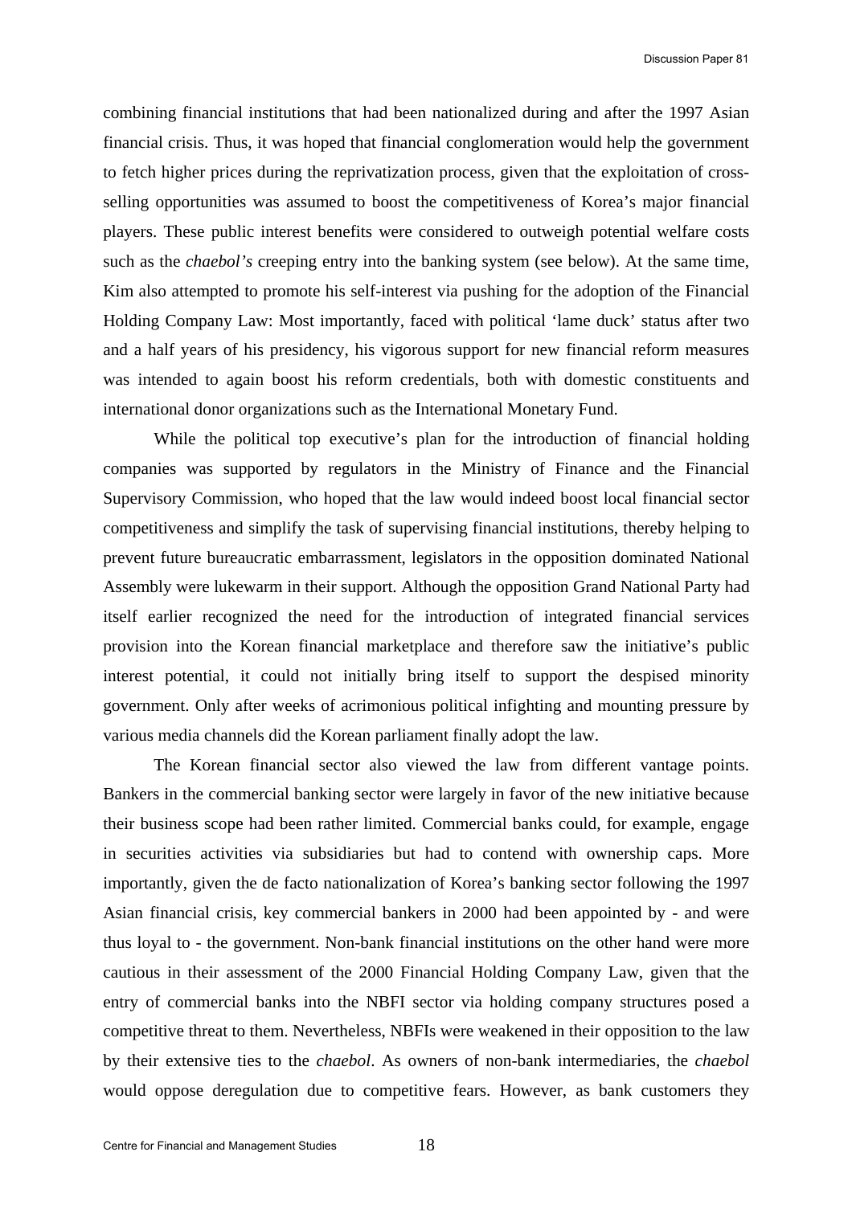combining financial institutions that had been nationalized during and after the 1997 Asian financial crisis. Thus, it was hoped that financial conglomeration would help the government to fetch higher prices during the reprivatization process, given that the exploitation of cross-selling opportunities was assumed to boost the competitiveness of Korea's major financial players. These public interest benefits were considered to outweigh potential welfare costs such as the *chaebol's* creeping entry into the banking system (see below). At the same time, Kim also attempted to promote his self-interest via pushing for the adoption of the Financial Holding Company Law: Most importantly, faced with political 'lame duck' status after two and a half years of his presidency, his vigorous support for new financial reform measures was intended to again boost his reform credentials, both with domestic constituents and international donor organizations such as the International Monetary Fund.

While the political top executive's plan for the introduction of financial holding companies was supported by regulators in the Ministry of Finance and the Financial Supervisory Commission, who hoped that the law would indeed boost local financial sector competitiveness and simplify the task of supervising financial institutions, thereby helping to prevent future bureaucratic embarrassment, legislators in the opposition dominated National Assembly were lukewarm in their support. Although the opposition Grand National Party had itself earlier recognized the need for the introduction of integrated financial services provision into the Korean financial marketplace and therefore saw the initiative's public interest potential, it could not initially bring itself to support the despised minority government. Only after weeks of acrimonious political infighting and mounting pressure by various media channels did the Korean parliament finally adopt the law.

The Korean financial sector also viewed the law from different vantage points. Bankers in the commercial banking sector were largely in favor of the new initiative because their business scope had been rather limited. Commercial banks could, for example, engage in securities activities via subsidiaries but had to contend with ownership caps. More importantly, given the de facto nationalization of Korea's banking sector following the 1997 Asian financial crisis, key commercial bankers in 2000 had been appointed by - and were thus loyal to - the government. Non-bank financial institutions on the other hand were more cautious in their assessment of the 2000 Financial Holding Company Law, given that the entry of commercial banks into the NBFI sector via holding company structures posed a competitive threat to them. Nevertheless, NBFIs were weakened in their opposition to the law by their extensive ties to the *chaebol*. As owners of non-bank intermediaries, the *chaebol* would oppose deregulation due to competitive fears. However, as bank customers they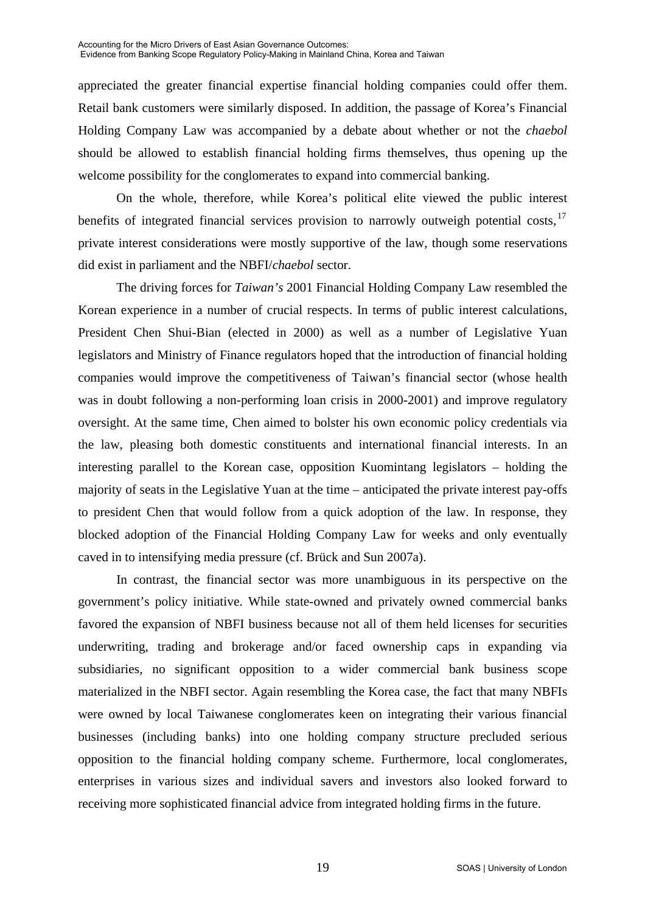appreciated the greater financial expertise financial holding companies could offer them. Retail bank customers were similarly disposed. In addition, the passage of Korea's Financial Holding Company Law was accompanied by a debate about whether or not the *chaebol* should be allowed to establish financial holding firms themselves, thus opening up the welcome possibility for the conglomerates to expand into commercial banking.

On the whole, therefore, while Korea's political elite viewed the public interest benefits of integrated financial services provision to narrowly outweigh potential costs,[17] private interest considerations were mostly supportive of the law, though some reservations did exist in parliament and the NBFI/*chaebol* sector.

The driving forces for *Taiwan's* 2001 Financial Holding Company Law resembled the Korean experience in a number of crucial respects. In terms of public interest calculations, President Chen Shui-Bian (elected in 2000) as well as a number of Legislative Yuan legislators and Ministry of Finance regulators hoped that the introduction of financial holding companies would improve the competitiveness of Taiwan's financial sector (whose health was in doubt following a non-performing loan crisis in 2000-2001) and improve regulatory oversight. At the same time, Chen aimed to bolster his own economic policy credentials via the law, pleasing both domestic constituents and international financial interests. In an interesting parallel to the Korean case, opposition Kuomintang legislators – holding the majority of seats in the Legislative Yuan at the time – anticipated the private interest pay-offs to president Chen that would follow from a quick adoption of the law. In response, they blocked adoption of the Financial Holding Company Law for weeks and only eventually caved in to intensifying media pressure (cf. Brück and Sun 2007a).

In contrast, the financial sector was more unambiguous in its perspective on the government's policy initiative. While state-owned and privately owned commercial banks favored the expansion of NBFI business because not all of them held licenses for securities underwriting, trading and brokerage and/or faced ownership caps in expanding via subsidiaries, no significant opposition to a wider commercial bank business scope materialized in the NBFI sector. Again resembling the Korea case, the fact that many NBFIs were owned by local Taiwanese conglomerates keen on integrating their various financial businesses (including banks) into one holding company structure precluded serious opposition to the financial holding company scheme. Furthermore, local conglomerates, enterprises in various sizes and individual savers and investors also looked forward to receiving more sophisticated financial advice from integrated holding firms in the future.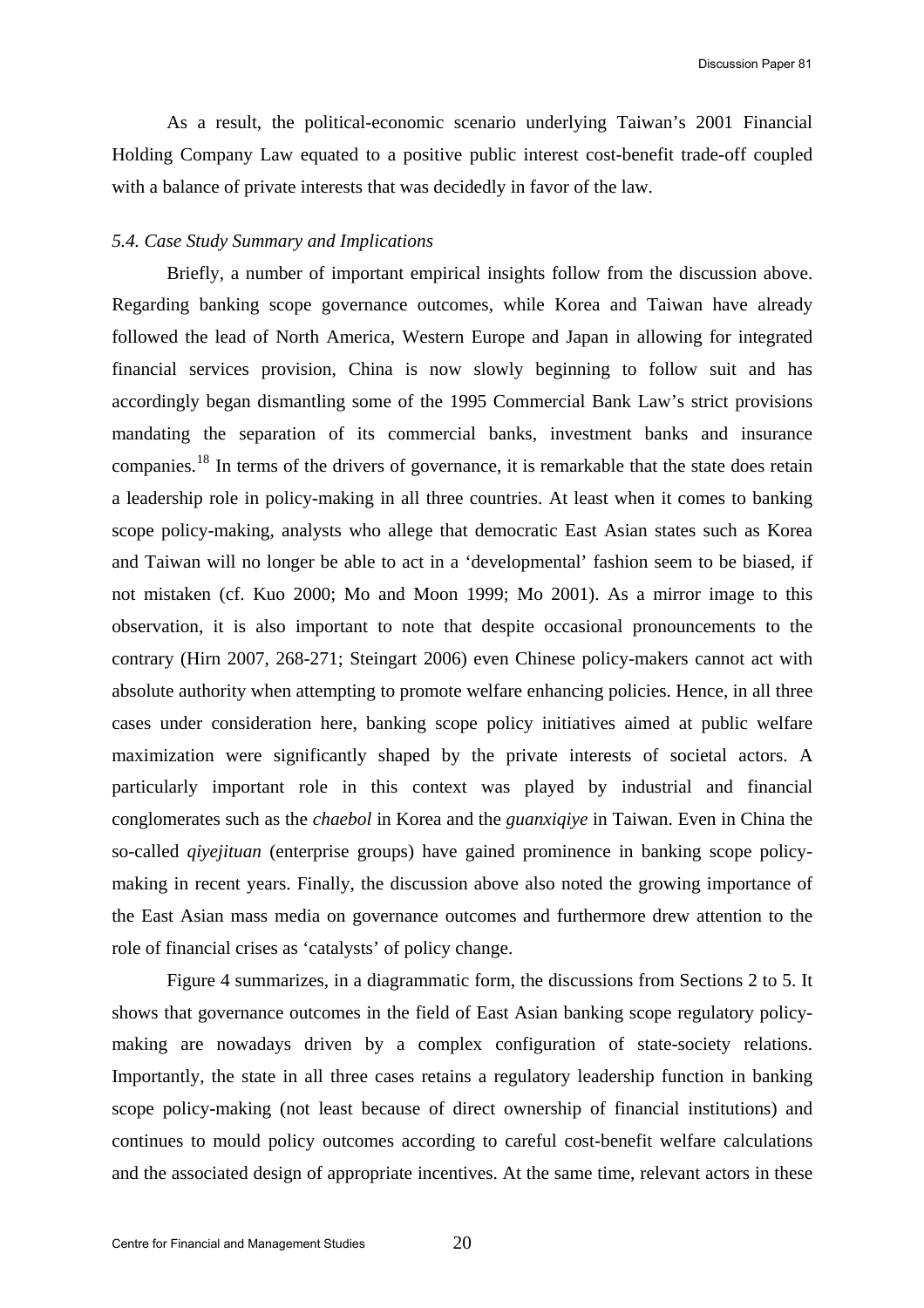As a result, the political-economic scenario underlying Taiwan's 2001 Financial Holding Company Law equated to a positive public interest cost-benefit trade-off coupled with a balance of private interests that was decidedly in favor of the law.

### *5.4. Case Study Summary and Implications*

Briefly, a number of important empirical insights follow from the discussion above. Regarding banking scope governance outcomes, while Korea and Taiwan have already followed the lead of North America, Western Europe and Japan in allowing for integrated financial services provision, China is now slowly beginning to follow suit and has accordingly began dismantling some of the 1995 Commercial Bank Law's strict provisions mandating the separation of its commercial banks, investment banks and insurance companies.[18] In terms of the drivers of governance, it is remarkable that the state does retain a leadership role in policy-making in all three countries. At least when it comes to banking scope policy-making, analysts who allege that democratic East Asian states such as Korea and Taiwan will no longer be able to act in a 'developmental' fashion seem to be biased, if not mistaken (cf. Kuo 2000; Mo and Moon 1999; Mo 2001). As a mirror image to this observation, it is also important to note that despite occasional pronouncements to the contrary (Hirn 2007, 268-271; Steingart 2006) even Chinese policy-makers cannot act with absolute authority when attempting to promote welfare enhancing policies. Hence, in all three cases under consideration here, banking scope policy initiatives aimed at public welfare maximization were significantly shaped by the private interests of societal actors. A particularly important role in this context was played by industrial and financial conglomerates such as the *chaebol* in Korea and the *guanxiqiye* in Taiwan. Even in China the so-called *qiyejituan* (enterprise groups) have gained prominence in banking scope policy-making in recent years. Finally, the discussion above also noted the growing importance of the East Asian mass media on governance outcomes and furthermore drew attention to the role of financial crises as 'catalysts' of policy change.

Figure 4 summarizes, in a diagrammatic form, the discussions from Sections 2 to 5. It shows that governance outcomes in the field of East Asian banking scope regulatory policy-making are nowadays driven by a complex configuration of state-society relations. Importantly, the state in all three cases retains a regulatory leadership function in banking scope policy-making (not least because of direct ownership of financial institutions) and continues to mould policy outcomes according to careful cost-benefit welfare calculations and the associated design of appropriate incentives. At the same time, relevant actors in these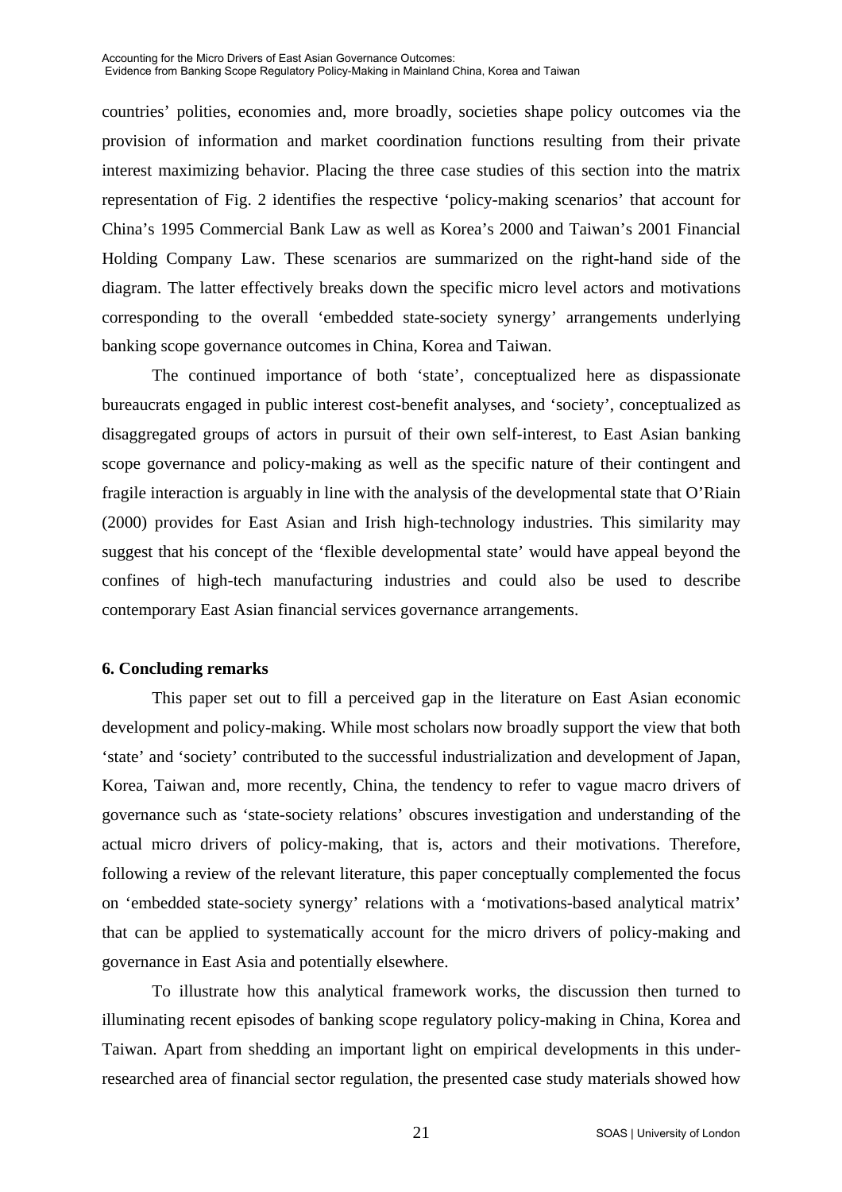countries' polities, economies and, more broadly, societies shape policy outcomes via the provision of information and market coordination functions resulting from their private interest maximizing behavior. Placing the three case studies of this section into the matrix representation of Fig. 2 identifies the respective 'policy-making scenarios' that account for China's 1995 Commercial Bank Law as well as Korea's 2000 and Taiwan's 2001 Financial Holding Company Law. These scenarios are summarized on the right-hand side of the diagram. The latter effectively breaks down the specific micro level actors and motivations corresponding to the overall 'embedded state-society synergy' arrangements underlying banking scope governance outcomes in China, Korea and Taiwan.

The continued importance of both 'state', conceptualized here as dispassionate bureaucrats engaged in public interest cost-benefit analyses, and 'society', conceptualized as disaggregated groups of actors in pursuit of their own self-interest, to East Asian banking scope governance and policy-making as well as the specific nature of their contingent and fragile interaction is arguably in line with the analysis of the developmental state that O'Riain (2000) provides for East Asian and Irish high-technology industries. This similarity may suggest that his concept of the 'flexible developmental state' would have appeal beyond the confines of high-tech manufacturing industries and could also be used to describe contemporary East Asian financial services governance arrangements.

## 6. Concluding remarks

This paper set out to fill a perceived gap in the literature on East Asian economic development and policy-making. While most scholars now broadly support the view that both 'state' and 'society' contributed to the successful industrialization and development of Japan, Korea, Taiwan and, more recently, China, the tendency to refer to vague macro drivers of governance such as 'state-society relations' obscures investigation and understanding of the actual micro drivers of policy-making, that is, actors and their motivations. Therefore, following a review of the relevant literature, this paper conceptually complemented the focus on 'embedded state-society synergy' relations with a 'motivations-based analytical matrix' that can be applied to systematically account for the micro drivers of policy-making and governance in East Asia and potentially elsewhere.

To illustrate how this analytical framework works, the discussion then turned to illuminating recent episodes of banking scope regulatory policy-making in China, Korea and Taiwan. Apart from shedding an important light on empirical developments in this under-researched area of financial sector regulation, the presented case study materials showed how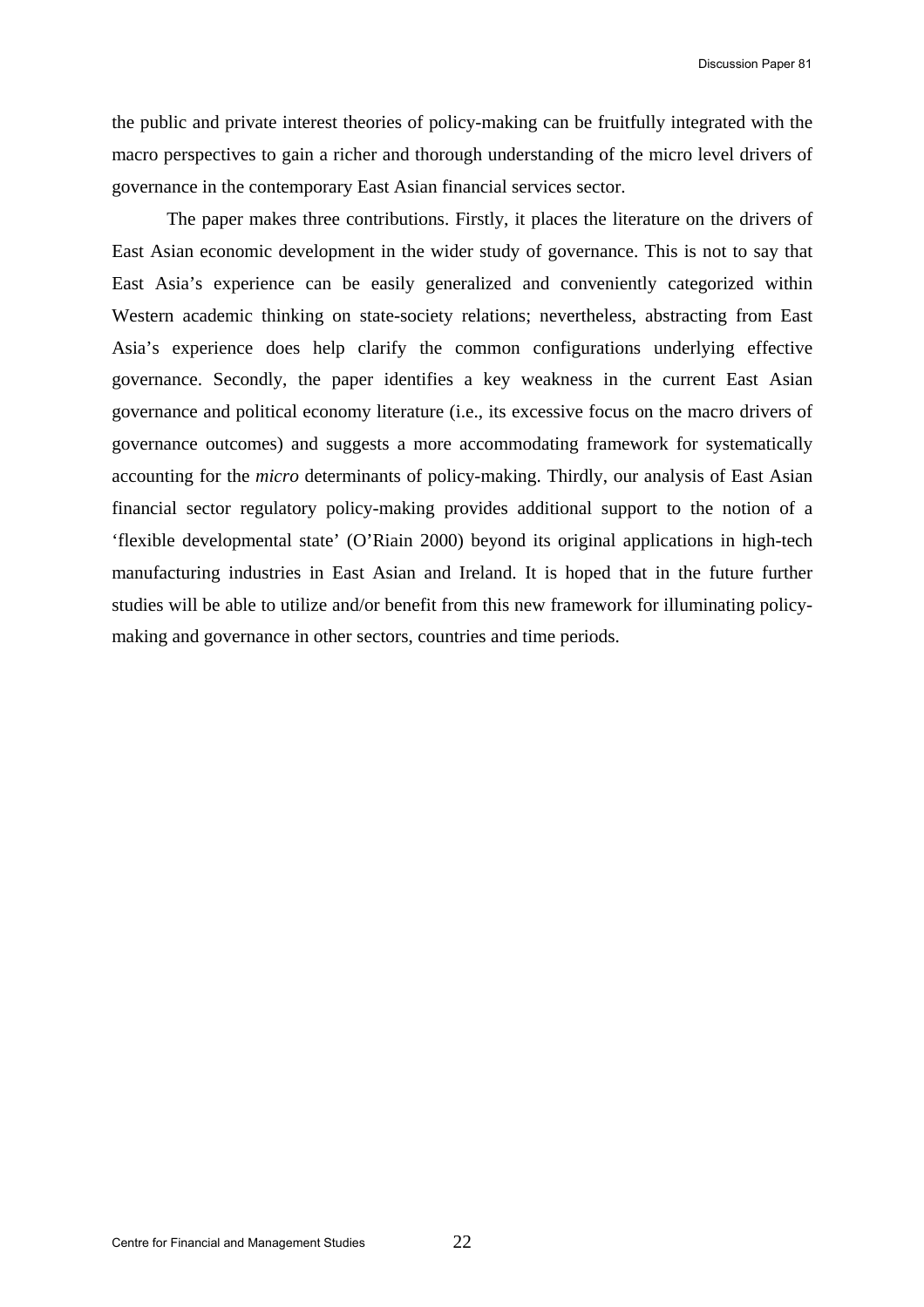the public and private interest theories of policy-making can be fruitfully integrated with the macro perspectives to gain a richer and thorough understanding of the micro level drivers of governance in the contemporary East Asian financial services sector.

The paper makes three contributions. Firstly, it places the literature on the drivers of East Asian economic development in the wider study of governance. This is not to say that East Asia's experience can be easily generalized and conveniently categorized within Western academic thinking on state-society relations; nevertheless, abstracting from East Asia's experience does help clarify the common configurations underlying effective governance. Secondly, the paper identifies a key weakness in the current East Asian governance and political economy literature (i.e., its excessive focus on the macro drivers of governance outcomes) and suggests a more accommodating framework for systematically accounting for the *micro* determinants of policy-making. Thirdly, our analysis of East Asian financial sector regulatory policy-making provides additional support to the notion of a 'flexible developmental state' (O'Riain 2000) beyond its original applications in high-tech manufacturing industries in East Asian and Ireland. It is hoped that in the future further studies will be able to utilize and/or benefit from this new framework for illuminating policy-making and governance in other sectors, countries and time periods.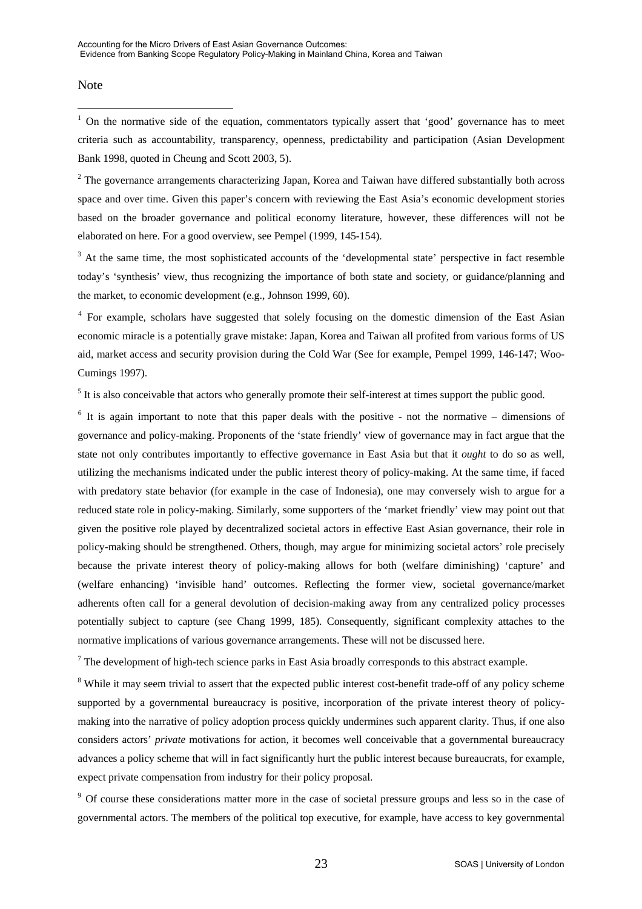Note

[1] On the normative side of the equation, commentators typically assert that 'good' governance has to meet criteria such as accountability, transparency, openness, predictability and participation (Asian Development Bank 1998, quoted in Cheung and Scott 2003, 5).

[2] The governance arrangements characterizing Japan, Korea and Taiwan have differed substantially both across space and over time. Given this paper's concern with reviewing the East Asia's economic development stories based on the broader governance and political economy literature, however, these differences will not be elaborated on here. For a good overview, see Pempel (1999, 145-154).

[3] At the same time, the most sophisticated accounts of the 'developmental state' perspective in fact resemble today's 'synthesis' view, thus recognizing the importance of both state and society, or guidance/planning and the market, to economic development (e.g., Johnson 1999, 60).

[4] For example, scholars have suggested that solely focusing on the domestic dimension of the East Asian economic miracle is a potentially grave mistake: Japan, Korea and Taiwan all profited from various forms of US aid, market access and security provision during the Cold War (See for example, Pempel 1999, 146-147; Woo-Cumings 1997).

[5] It is also conceivable that actors who generally promote their self-interest at times support the public good.

[6] It is again important to note that this paper deals with the positive - not the normative – dimensions of governance and policy-making. Proponents of the 'state friendly' view of governance may in fact argue that the state not only contributes importantly to effective governance in East Asia but that it *ought* to do so as well, utilizing the mechanisms indicated under the public interest theory of policy-making. At the same time, if faced with predatory state behavior (for example in the case of Indonesia), one may conversely wish to argue for a reduced state role in policy-making. Similarly, some supporters of the 'market friendly' view may point out that given the positive role played by decentralized societal actors in effective East Asian governance, their role in policy-making should be strengthened. Others, though, may argue for minimizing societal actors' role precisely because the private interest theory of policy-making allows for both (welfare diminishing) 'capture' and (welfare enhancing) 'invisible hand' outcomes. Reflecting the former view, societal governance/market adherents often call for a general devolution of decision-making away from any centralized policy processes potentially subject to capture (see Chang 1999, 185). Consequently, significant complexity attaches to the normative implications of various governance arrangements. These will not be discussed here.

[7] The development of high-tech science parks in East Asia broadly corresponds to this abstract example.

[8] While it may seem trivial to assert that the expected public interest cost-benefit trade-off of any policy scheme supported by a governmental bureaucracy is positive, incorporation of the private interest theory of policy-making into the narrative of policy adoption process quickly undermines such apparent clarity. Thus, if one also considers actors' *private* motivations for action, it becomes well conceivable that a governmental bureaucracy advances a policy scheme that will in fact significantly hurt the public interest because bureaucrats, for example, expect private compensation from industry for their policy proposal.

[9] Of course these considerations matter more in the case of societal pressure groups and less so in the case of governmental actors. The members of the political top executive, for example, have access to key governmental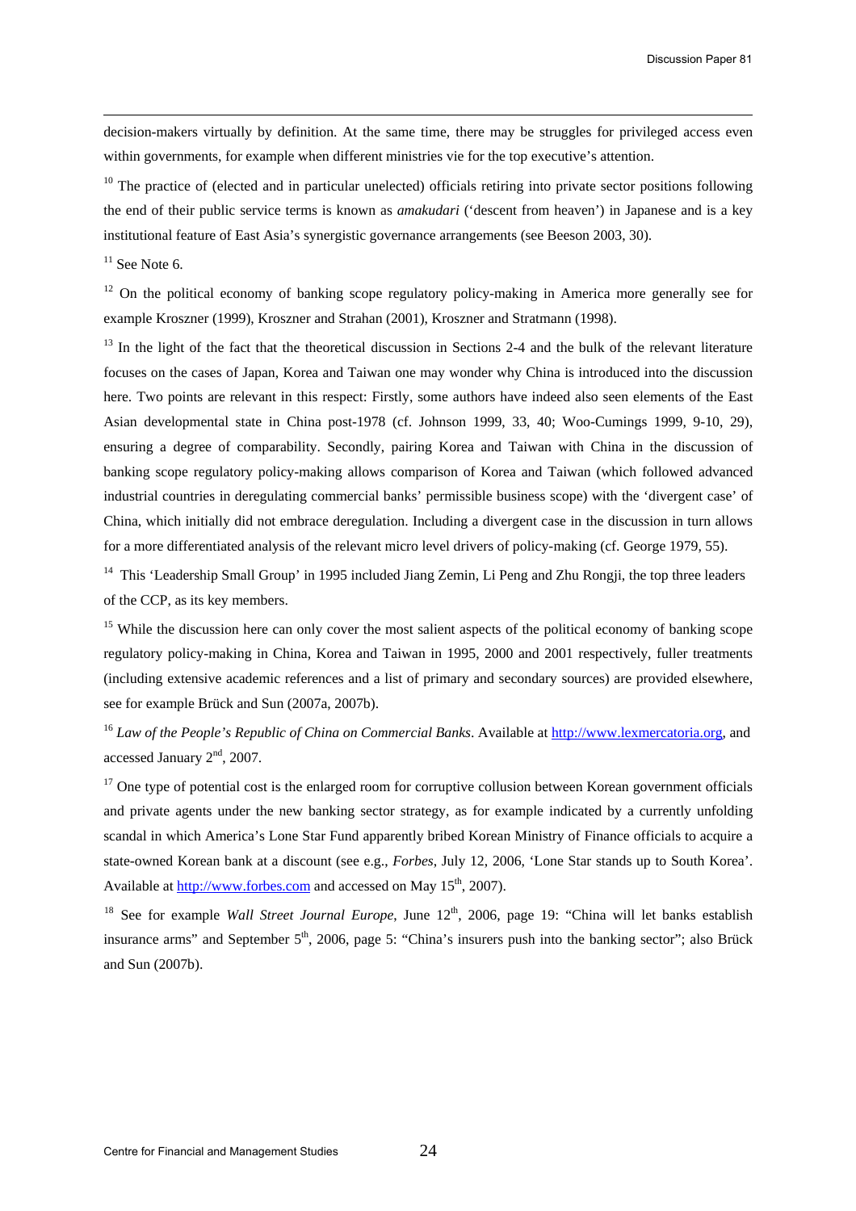decision-makers virtually by definition. At the same time, there may be struggles for privileged access even within governments, for example when different ministries vie for the top executive's attention.

[10] The practice of (elected and in particular unelected) officials retiring into private sector positions following the end of their public service terms is known as *amakudari* ('descent from heaven') in Japanese and is a key institutional feature of East Asia's synergistic governance arrangements (see Beeson 2003, 30).

[11] See Note 6.

[12] On the political economy of banking scope regulatory policy-making in America more generally see for example Kroszner (1999), Kroszner and Strahan (2001), Kroszner and Stratmann (1998).

[13] In the light of the fact that the theoretical discussion in Sections 2-4 and the bulk of the relevant literature focuses on the cases of Japan, Korea and Taiwan one may wonder why China is introduced into the discussion here. Two points are relevant in this respect: Firstly, some authors have indeed also seen elements of the East Asian developmental state in China post-1978 (cf. Johnson 1999, 33, 40; Woo-Cumings 1999, 9-10, 29), ensuring a degree of comparability. Secondly, pairing Korea and Taiwan with China in the discussion of banking scope regulatory policy-making allows comparison of Korea and Taiwan (which followed advanced industrial countries in deregulating commercial banks' permissible business scope) with the 'divergent case' of China, which initially did not embrace deregulation. Including a divergent case in the discussion in turn allows for a more differentiated analysis of the relevant micro level drivers of policy-making (cf. George 1979, 55).

[14] This 'Leadership Small Group' in 1995 included Jiang Zemin, Li Peng and Zhu Rongji, the top three leaders of the CCP, as its key members.

[15] While the discussion here can only cover the most salient aspects of the political economy of banking scope regulatory policy-making in China, Korea and Taiwan in 1995, 2000 and 2001 respectively, fuller treatments (including extensive academic references and a list of primary and secondary sources) are provided elsewhere, see for example Brück and Sun (2007a, 2007b).

[16] *Law of the People's Republic of China on Commercial Banks*. Available at http://www.lexmercatoria.org, and accessed January 2nd, 2007.

[17] One type of potential cost is the enlarged room for corruptive collusion between Korean government officials and private agents under the new banking sector strategy, as for example indicated by a currently unfolding scandal in which America's Lone Star Fund apparently bribed Korean Ministry of Finance officials to acquire a state-owned Korean bank at a discount (see e.g., *Forbes*, July 12, 2006, 'Lone Star stands up to South Korea'. Available at http://www.forbes.com and accessed on May 15th, 2007).

[18] See for example *Wall Street Journal Europe*, June 12th, 2006, page 19: "China will let banks establish insurance arms" and September 5th, 2006, page 5: "China's insurers push into the banking sector"; also Brück and Sun (2007b).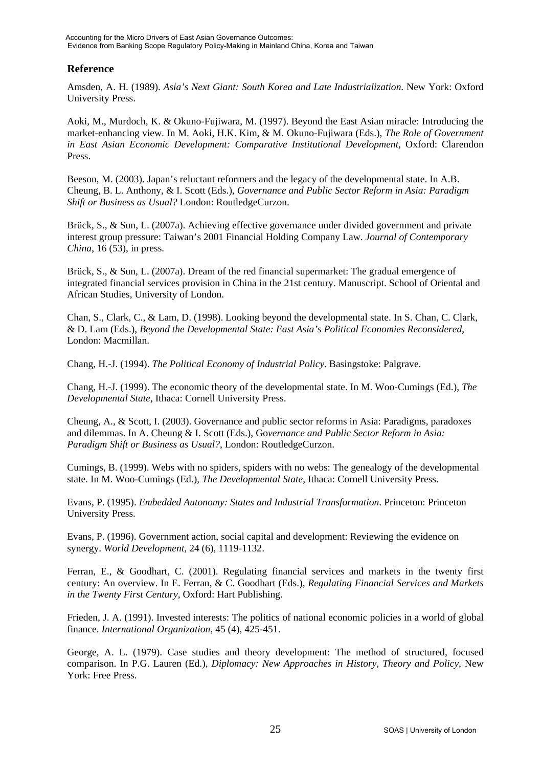## Reference

Amsden, A. H. (1989). *Asia's Next Giant: South Korea and Late Industrialization*. New York: Oxford University Press.

Aoki, M., Murdoch, K. & Okuno-Fujiwara, M. (1997). Beyond the East Asian miracle: Introducing the market-enhancing view. In M. Aoki, H.K. Kim, & M. Okuno-Fujiwara (Eds.), *The Role of Government in East Asian Economic Development: Comparative Institutional Development*, Oxford: Clarendon Press.

Beeson, M. (2003). Japan's reluctant reformers and the legacy of the developmental state. In A.B. Cheung, B. L. Anthony, & I. Scott (Eds.), *Governance and Public Sector Reform in Asia: Paradigm Shift or Business as Usual?* London: RoutledgeCurzon.

Brück, S., & Sun, L. (2007a). Achieving effective governance under divided government and private interest group pressure: Taiwan's 2001 Financial Holding Company Law. *Journal of Contemporary China*, 16 (53), in press.

Brück, S., & Sun, L. (2007a). Dream of the red financial supermarket: The gradual emergence of integrated financial services provision in China in the 21st century. Manuscript. School of Oriental and African Studies, University of London.

Chan, S., Clark, C., & Lam, D. (1998). Looking beyond the developmental state. In S. Chan, C. Clark, & D. Lam (Eds.), *Beyond the Developmental State: East Asia's Political Economies Reconsidered*, London: Macmillan.

Chang, H.-J. (1994). *The Political Economy of Industrial Policy*. Basingstoke: Palgrave.

Chang, H.-J. (1999). The economic theory of the developmental state. In M. Woo-Cumings (Ed.), *The Developmental State*, Ithaca: Cornell University Press.

Cheung, A., & Scott, I. (2003). Governance and public sector reforms in Asia: Paradigms, paradoxes and dilemmas. In A. Cheung & I. Scott (Eds.), G*overnance and Public Sector Reform in Asia: Paradigm Shift or Business as Usual?*, London: RoutledgeCurzon.

Cumings, B. (1999). Webs with no spiders, spiders with no webs: The genealogy of the developmental state. In M. Woo-Cumings (Ed.), *The Developmental State*, Ithaca: Cornell University Press.

Evans, P. (1995). *Embedded Autonomy: States and Industrial Transformation*. Princeton: Princeton University Press.

Evans, P. (1996). Government action, social capital and development: Reviewing the evidence on synergy. *World Development*, 24 (6), 1119-1132.

Ferran, E., & Goodhart, C. (2001). Regulating financial services and markets in the twenty first century: An overview. In E. Ferran, & C. Goodhart (Eds.), *Regulating Financial Services and Markets in the Twenty First Century*, Oxford: Hart Publishing.

Frieden, J. A. (1991). Invested interests: The politics of national economic policies in a world of global finance. *International Organization*, 45 (4), 425-451.

George, A. L. (1979). Case studies and theory development: The method of structured, focused comparison. In P.G. Lauren (Ed.), *Diplomacy: New Approaches in History, Theory and Policy*, New York: Free Press.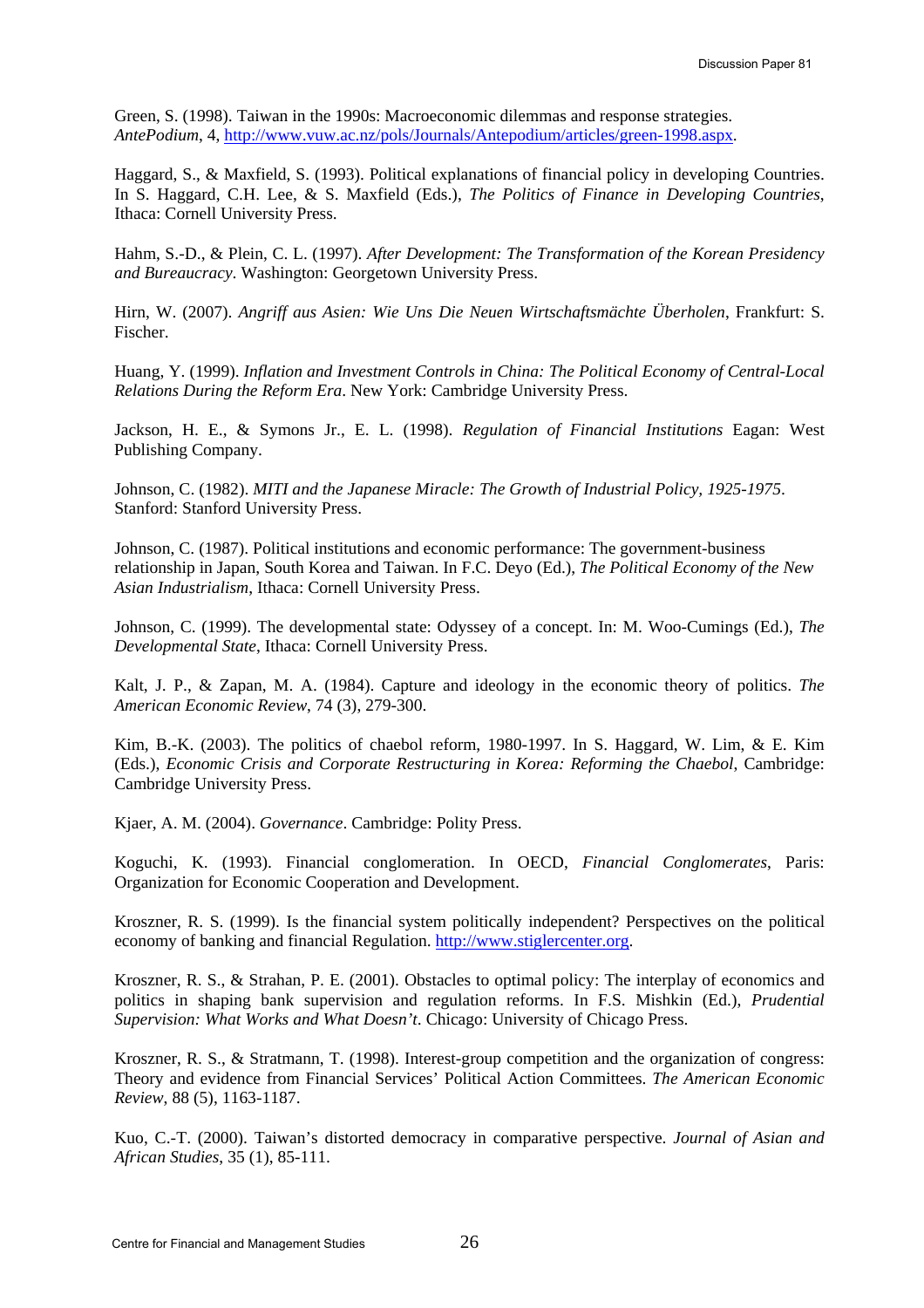Green, S. (1998). Taiwan in the 1990s: Macroeconomic dilemmas and response strategies. *AntePodium*, 4, http://www.vuw.ac.nz/pols/Journals/Antepodium/articles/green-1998.aspx.

Haggard, S., & Maxfield, S. (1993). Political explanations of financial policy in developing Countries. In S. Haggard, C.H. Lee, & S. Maxfield (Eds.), *The Politics of Finance in Developing Countries*, Ithaca: Cornell University Press.

Hahm, S.-D., & Plein, C. L. (1997). *After Development: The Transformation of the Korean Presidency and Bureaucracy*. Washington: Georgetown University Press.

Hirn, W. (2007). *Angriff aus Asien: Wie Uns Die Neuen Wirtschaftsmächte Überholen*, Frankfurt: S. Fischer.

Huang, Y. (1999). *Inflation and Investment Controls in China: The Political Economy of Central-Local Relations During the Reform Era*. New York: Cambridge University Press.

Jackson, H. E., & Symons Jr., E. L. (1998). *Regulation of Financial Institutions* Eagan: West Publishing Company.

Johnson, C. (1982). *MITI and the Japanese Miracle: The Growth of Industrial Policy, 1925-1975*. Stanford: Stanford University Press.

Johnson, C. (1987). Political institutions and economic performance: The government-business relationship in Japan, South Korea and Taiwan. In F.C. Deyo (Ed.), *The Political Economy of the New Asian Industrialism*, Ithaca: Cornell University Press.

Johnson, C. (1999). The developmental state: Odyssey of a concept. In: M. Woo-Cumings (Ed.), *The Developmental State*, Ithaca: Cornell University Press.

Kalt, J. P., & Zapan, M. A. (1984). Capture and ideology in the economic theory of politics. *The American Economic Review*, 74 (3), 279-300.

Kim, B.-K. (2003). The politics of chaebol reform, 1980-1997. In S. Haggard, W. Lim, & E. Kim (Eds.), *Economic Crisis and Corporate Restructuring in Korea: Reforming the Chaebol*, Cambridge: Cambridge University Press.

Kjaer, A. M. (2004). *Governance*. Cambridge: Polity Press.

Koguchi, K. (1993). Financial conglomeration. In OECD, *Financial Conglomerates*, Paris: Organization for Economic Cooperation and Development.

Kroszner, R. S. (1999). Is the financial system politically independent? Perspectives on the political economy of banking and financial Regulation. http://www.stiglercenter.org.

Kroszner, R. S., & Strahan, P. E. (2001). Obstacles to optimal policy: The interplay of economics and politics in shaping bank supervision and regulation reforms. In F.S. Mishkin (Ed.), *Prudential Supervision: What Works and What Doesn't*. Chicago: University of Chicago Press.

Kroszner, R. S., & Stratmann, T. (1998). Interest-group competition and the organization of congress: Theory and evidence from Financial Services' Political Action Committees. *The American Economic Review*, 88 (5), 1163-1187.

Kuo, C.-T. (2000). Taiwan's distorted democracy in comparative perspective. *Journal of Asian and African Studies*, 35 (1), 85-111.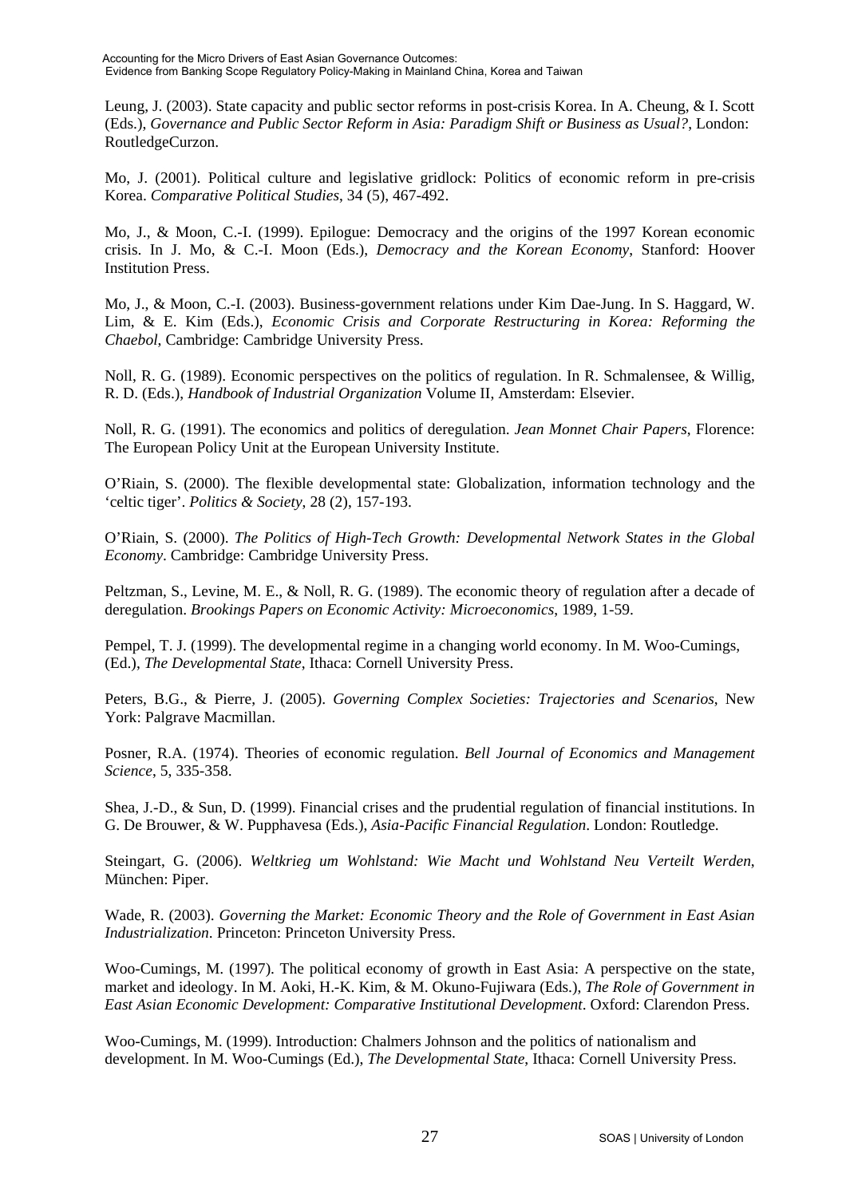Leung, J. (2003). State capacity and public sector reforms in post-crisis Korea. In A. Cheung, & I. Scott (Eds.), *Governance and Public Sector Reform in Asia: Paradigm Shift or Business as Usual?*, London: RoutledgeCurzon.

Mo, J. (2001). Political culture and legislative gridlock: Politics of economic reform in pre-crisis Korea. *Comparative Political Studies*, 34 (5), 467-492.

Mo, J., & Moon, C.-I. (1999). Epilogue: Democracy and the origins of the 1997 Korean economic crisis. In J. Mo, & C.-I. Moon (Eds.), *Democracy and the Korean Economy*, Stanford: Hoover Institution Press.

Mo, J., & Moon, C.-I. (2003). Business-government relations under Kim Dae-Jung. In S. Haggard, W. Lim, & E. Kim (Eds.), *Economic Crisis and Corporate Restructuring in Korea: Reforming the Chaebol*, Cambridge: Cambridge University Press.

Noll, R. G. (1989). Economic perspectives on the politics of regulation. In R. Schmalensee, & Willig, R. D. (Eds.), *Handbook of Industrial Organization* Volume II, Amsterdam: Elsevier.

Noll, R. G. (1991). The economics and politics of deregulation. *Jean Monnet Chair Papers*, Florence: The European Policy Unit at the European University Institute.

O'Riain, S. (2000). The flexible developmental state: Globalization, information technology and the 'celtic tiger'. *Politics & Society*, 28 (2), 157-193.

O'Riain, S. (2000). *The Politics of High-Tech Growth: Developmental Network States in the Global Economy*. Cambridge: Cambridge University Press.

Peltzman, S., Levine, M. E., & Noll, R. G. (1989). The economic theory of regulation after a decade of deregulation. *Brookings Papers on Economic Activity: Microeconomics*, 1989, 1-59.

Pempel, T. J. (1999). The developmental regime in a changing world economy. In M. Woo-Cumings, (Ed.), *The Developmental State*, Ithaca: Cornell University Press.

Peters, B.G., & Pierre, J. (2005). *Governing Complex Societies: Trajectories and Scenarios*, New York: Palgrave Macmillan.

Posner, R.A. (1974). Theories of economic regulation. *Bell Journal of Economics and Management Science*, 5, 335-358.

Shea, J.-D., & Sun, D. (1999). Financial crises and the prudential regulation of financial institutions. In G. De Brouwer, & W. Pupphavesa (Eds.), *Asia-Pacific Financial Regulation*. London: Routledge.

Steingart, G. (2006). *Weltkrieg um Wohlstand: Wie Macht und Wohlstand Neu Verteilt Werden*, München: Piper.

Wade, R. (2003). *Governing the Market: Economic Theory and the Role of Government in East Asian Industrialization*. Princeton: Princeton University Press.

Woo-Cumings, M. (1997). The political economy of growth in East Asia: A perspective on the state, market and ideology. In M. Aoki, H.-K. Kim, & M. Okuno-Fujiwara (Eds.), *The Role of Government in East Asian Economic Development: Comparative Institutional Development*. Oxford: Clarendon Press.

Woo-Cumings, M. (1999). Introduction: Chalmers Johnson and the politics of nationalism and development. In M. Woo-Cumings (Ed.), *The Developmental State*, Ithaca: Cornell University Press.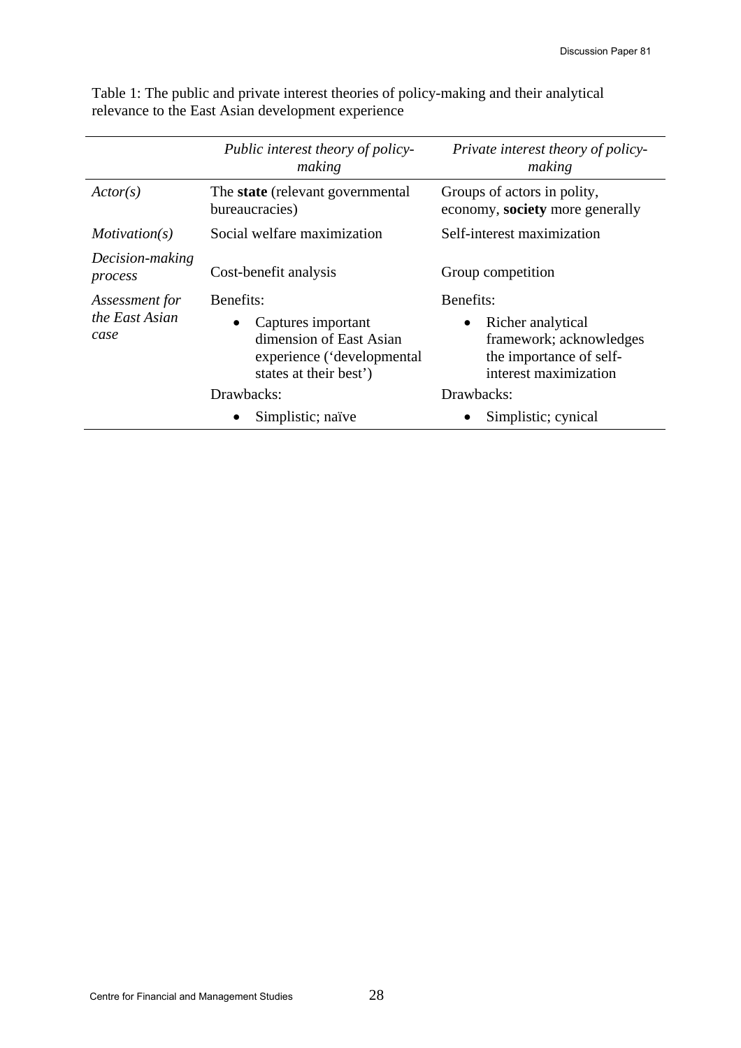Table 1: The public and private interest theories of policy-making and their analytical relevance to the East Asian development experience

| | *Public interest theory of policy-making* | *Private interest theory of policy-making* |
|---|---|---|
| *Actor(s)* | The **state** (relevant governmental bureaucracies) | Groups of actors in polity, economy, **society** more generally |
| *Motivation(s)* | Social welfare maximization | Self-interest maximization |
| *Decision-making process* | Cost-benefit analysis | Group competition |
| *Assessment for the East Asian case* | Benefits:<br>• Captures important dimension of East Asian experience ('developmental states at their best')<br>Drawbacks:<br>• Simplistic; naïve | Benefits:<br>• Richer analytical framework; acknowledges the importance of self-interest maximization<br>Drawbacks:<br>• Simplistic; cynical |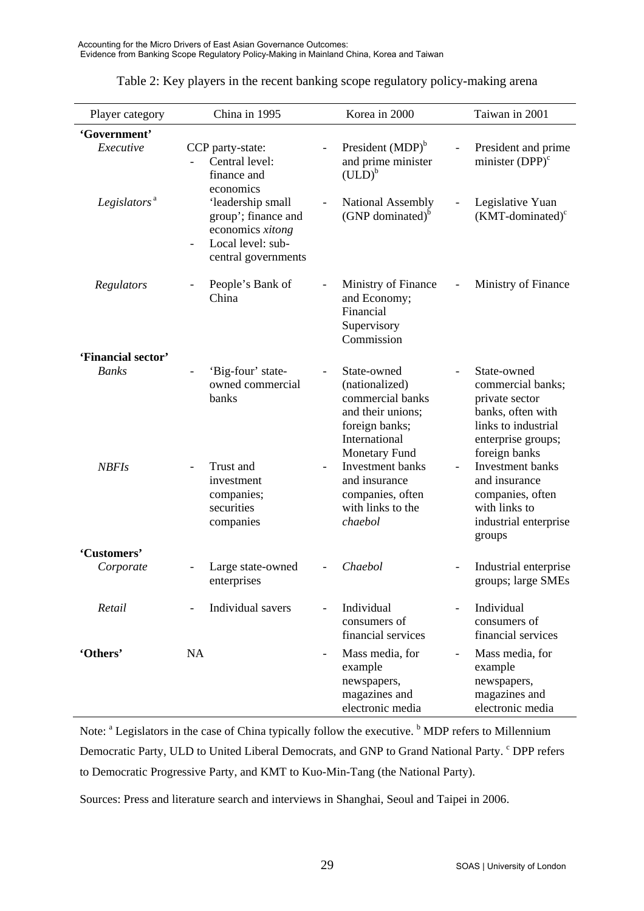Table 2: Key players in the recent banking scope regulatory policy-making arena

| Player category | China in 1995 | Korea in 2000 | Taiwan in 2001 |
|---|---|---|---|
| **'Government'** | | | |
| *Executive* | CCP party-state: - Central level: finance and economics 'leadership small group'; finance and economics *xitong* - Local level: sub-central governments | - President (MDP)[b] and prime minister (ULD)[b] | - President and prime minister (DPP)[c] |
| *Legislators*[a] | | - National Assembly (GNP dominated)[b] | - Legislative Yuan (KMT-dominated)[c] |
| *Regulators* | - People's Bank of China | - Ministry of Finance and Economy; Financial Supervisory Commission | - Ministry of Finance |
| **'Financial sector'** | | | |
| *Banks* | - 'Big-four' state-owned commercial banks | - State-owned (nationalized) commercial banks and their unions; foreign banks; International Monetary Fund | - State-owned commercial banks; private sector banks, often with links to industrial enterprise groups; foreign banks |
| *NBFIs* | - Trust and investment companies; securities companies | - Investment banks and insurance companies, often with links to the *chaebol* | - Investment banks and insurance companies, often with links to industrial enterprise groups |
| **'Customers'** | | | |
| *Corporate* | - Large state-owned enterprises | - *Chaebol* | - Industrial enterprise groups; large SMEs |
| *Retail* | - Individual savers | - Individual consumers of financial services | - Individual consumers of financial services |
| **'Others'** | NA | - Mass media, for example newspapers, magazines and electronic media | - Mass media, for example newspapers, magazines and electronic media |

Note: [a] Legislators in the case of China typically follow the executive. [b] MDP refers to Millennium Democratic Party, ULD to United Liberal Democrats, and GNP to Grand National Party. [c] DPP refers to Democratic Progressive Party, and KMT to Kuo-Min-Tang (the National Party).

Sources: Press and literature search and interviews in Shanghai, Seoul and Taipei in 2006.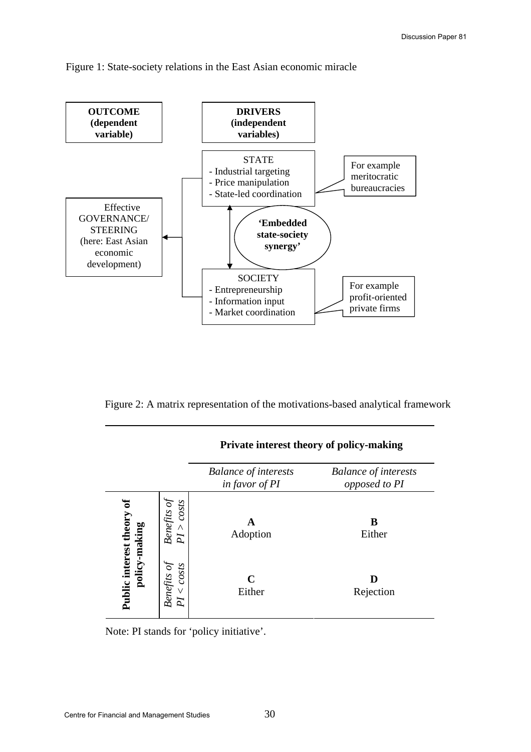Figure 1: State-society relations in the East Asian economic miracle

**OUTCOME (dependent variable)**

**DRIVERS (independent variables)**

STATE
- Industrial targeting
- Price manipulation
- State-led coordination

For example meritocratic bureaucracies

Effective GOVERNANCE/ STEERING (here: East Asian economic development)

**'Embedded state-society synergy'**

SOCIETY
- Entrepreneurship
- Information input
- Market coordination

For example profit-oriented private firms

Figure 2: A matrix representation of the motivations-based analytical framework

| | | **Private interest theory of policy-making** | |
|---|---|---|---|
| | | *Balance of interests in favor of PI* | *Balance of interests opposed to PI* |
| **Public interest theory of policy-making** | *Benefits of PI > costs* | **A** Adoption | **B** Either |
| | *Benefits of PI < costs* | **C** Either | **D** Rejection |

Note: PI stands for 'policy initiative'.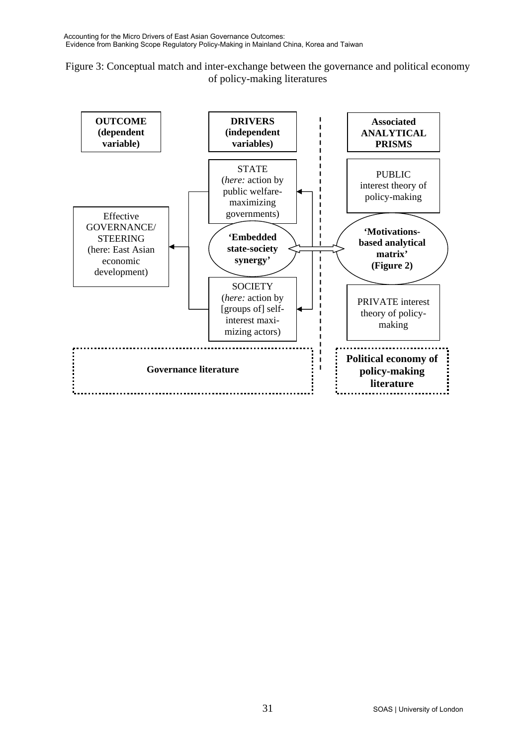Figure 3: Conceptual match and inter-exchange between the governance and political economy of policy-making literatures

**OUTCOME (dependent variable)**

Effective GOVERNANCE/ STEERING (here: East Asian economic development)

**DRIVERS (independent variables)**

STATE (*here:* action by public welfare-maximizing governments)

**'Embedded state-society synergy'**

SOCIETY (*here:* action by [groups of] self-interest maxi-mizing actors)

**Associated ANALYTICAL PRISMS**

PUBLIC interest theory of policy-making

**'Motivations-based analytical matrix' (Figure 2)**

PRIVATE interest theory of policy-making

**Governance literature**

**Political economy of policy-making literature**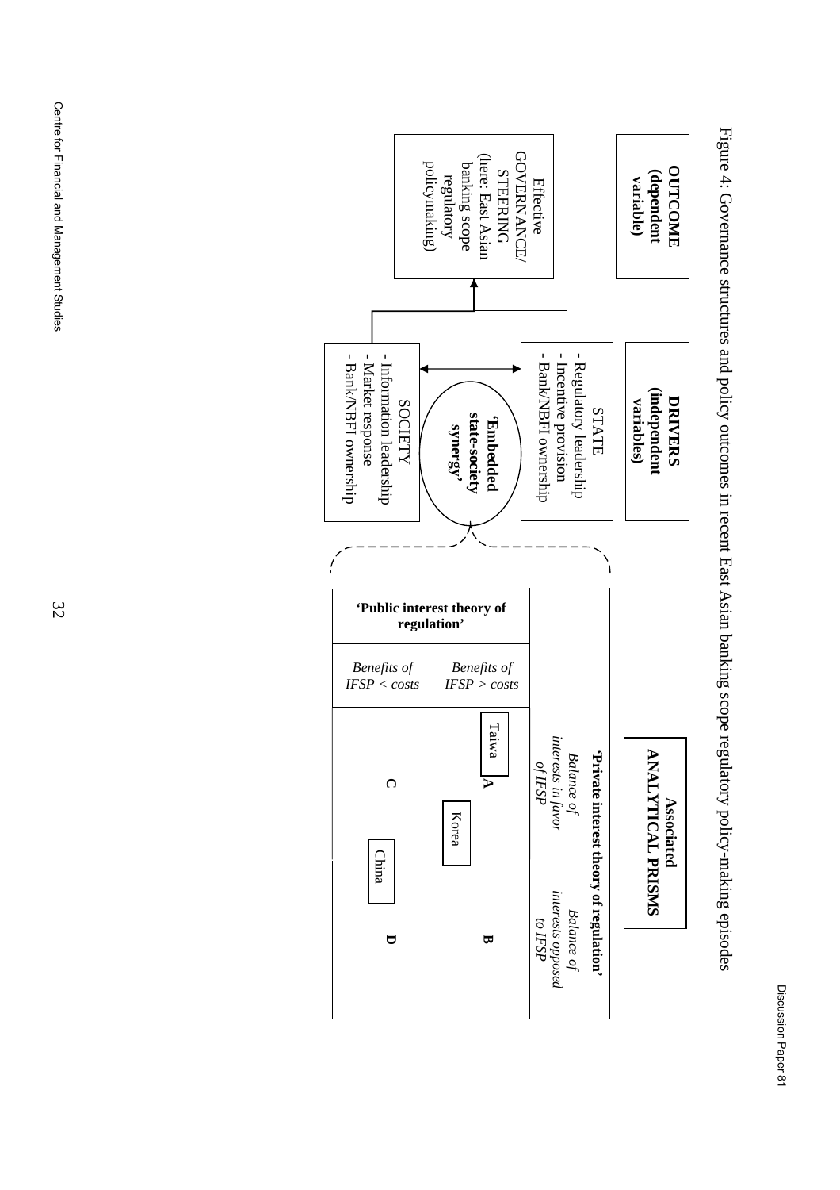Figure 4: Governance structures and policy outcomes in recent East Asian banking scope regulatory policy-making episodes

**OUTCOME (dependent variable)**

Effective GOVERNANCE/ STEERING (here: East Asian banking scope regulatory policymaking)

**DRIVERS (independent variables)**

STATE
- Regulatory leadership
- Incentive provision
- Bank/NBFI ownership

**'Embedded state-society synergy'**

SOCIETY
- Information leadership
- Market response
- Bank/NBFI ownership

**Associated ANALYTICAL PRISMS**

**'Private interest theory of regulation'**

*Balance of interests in favor of IFSP*

*Balance of interests opposed to IFSP*

**'Public interest theory of regulation'**

*Benefits of IFSP > costs*

*Benefits of IFSP < costs*

A

B

C

D

Taiwa

Korea

China